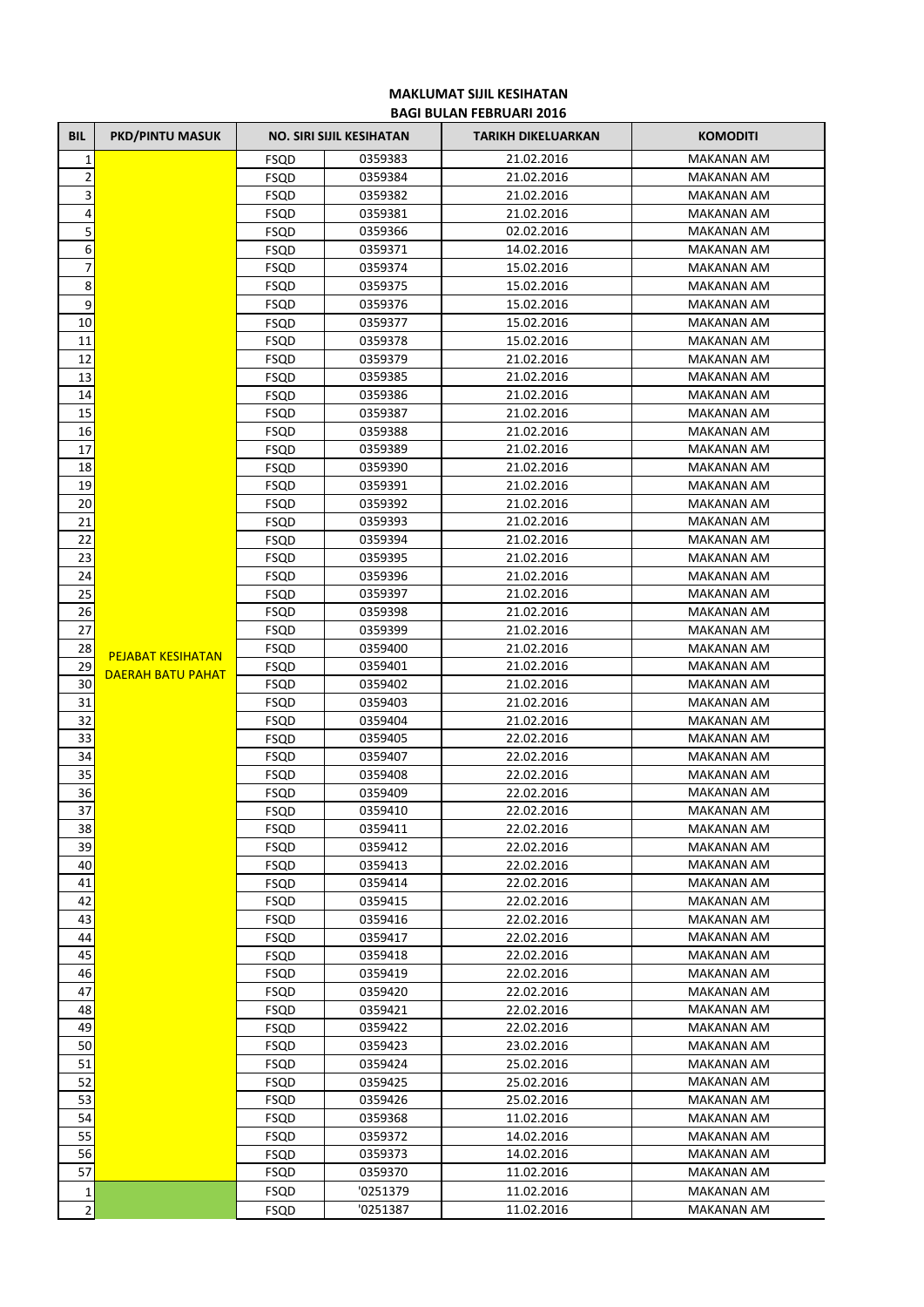**MAKLUMAT SIJIL KESIHATAN**
**BAGI BULAN FEBRUARI 2016**

| BIL | PKD/PINTU MASUK | NO. SIRI SIJIL KESIHATAN | | TARIKH DIKELUARKAN | KOMODITI |
|---|---|---|---|---|---|
| 1 | PEJABAT KESIHATAN DAERAH BATU PAHAT | FSQD | 0359383 | 21.02.2016 | MAKANAN AM |
| 2 | | FSQD | 0359384 | 21.02.2016 | MAKANAN AM |
| 3 | | FSQD | 0359382 | 21.02.2016 | MAKANAN AM |
| 4 | | FSQD | 0359381 | 21.02.2016 | MAKANAN AM |
| 5 | | FSQD | 0359366 | 02.02.2016 | MAKANAN AM |
| 6 | | FSQD | 0359371 | 14.02.2016 | MAKANAN AM |
| 7 | | FSQD | 0359374 | 15.02.2016 | MAKANAN AM |
| 8 | | FSQD | 0359375 | 15.02.2016 | MAKANAN AM |
| 9 | | FSQD | 0359376 | 15.02.2016 | MAKANAN AM |
| 10 | | FSQD | 0359377 | 15.02.2016 | MAKANAN AM |
| 11 | | FSQD | 0359378 | 15.02.2016 | MAKANAN AM |
| 12 | | FSQD | 0359379 | 21.02.2016 | MAKANAN AM |
| 13 | | FSQD | 0359385 | 21.02.2016 | MAKANAN AM |
| 14 | | FSQD | 0359386 | 21.02.2016 | MAKANAN AM |
| 15 | | FSQD | 0359387 | 21.02.2016 | MAKANAN AM |
| 16 | | FSQD | 0359388 | 21.02.2016 | MAKANAN AM |
| 17 | | FSQD | 0359389 | 21.02.2016 | MAKANAN AM |
| 18 | | FSQD | 0359390 | 21.02.2016 | MAKANAN AM |
| 19 | | FSQD | 0359391 | 21.02.2016 | MAKANAN AM |
| 20 | | FSQD | 0359392 | 21.02.2016 | MAKANAN AM |
| 21 | | FSQD | 0359393 | 21.02.2016 | MAKANAN AM |
| 22 | | FSQD | 0359394 | 21.02.2016 | MAKANAN AM |
| 23 | | FSQD | 0359395 | 21.02.2016 | MAKANAN AM |
| 24 | | FSQD | 0359396 | 21.02.2016 | MAKANAN AM |
| 25 | | FSQD | 0359397 | 21.02.2016 | MAKANAN AM |
| 26 | | FSQD | 0359398 | 21.02.2016 | MAKANAN AM |
| 27 | | FSQD | 0359399 | 21.02.2016 | MAKANAN AM |
| 28 | | FSQD | 0359400 | 21.02.2016 | MAKANAN AM |
| 29 | | FSQD | 0359401 | 21.02.2016 | MAKANAN AM |
| 30 | | FSQD | 0359402 | 21.02.2016 | MAKANAN AM |
| 31 | | FSQD | 0359403 | 21.02.2016 | MAKANAN AM |
| 32 | | FSQD | 0359404 | 21.02.2016 | MAKANAN AM |
| 33 | | FSQD | 0359405 | 22.02.2016 | MAKANAN AM |
| 34 | | FSQD | 0359407 | 22.02.2016 | MAKANAN AM |
| 35 | | FSQD | 0359408 | 22.02.2016 | MAKANAN AM |
| 36 | | FSQD | 0359409 | 22.02.2016 | MAKANAN AM |
| 37 | | FSQD | 0359410 | 22.02.2016 | MAKANAN AM |
| 38 | | FSQD | 0359411 | 22.02.2016 | MAKANAN AM |
| 39 | | FSQD | 0359412 | 22.02.2016 | MAKANAN AM |
| 40 | | FSQD | 0359413 | 22.02.2016 | MAKANAN AM |
| 41 | | FSQD | 0359414 | 22.02.2016 | MAKANAN AM |
| 42 | | FSQD | 0359415 | 22.02.2016 | MAKANAN AM |
| 43 | | FSQD | 0359416 | 22.02.2016 | MAKANAN AM |
| 44 | | FSQD | 0359417 | 22.02.2016 | MAKANAN AM |
| 45 | | FSQD | 0359418 | 22.02.2016 | MAKANAN AM |
| 46 | | FSQD | 0359419 | 22.02.2016 | MAKANAN AM |
| 47 | | FSQD | 0359420 | 22.02.2016 | MAKANAN AM |
| 48 | | FSQD | 0359421 | 22.02.2016 | MAKANAN AM |
| 49 | | FSQD | 0359422 | 22.02.2016 | MAKANAN AM |
| 50 | | FSQD | 0359423 | 23.02.2016 | MAKANAN AM |
| 51 | | FSQD | 0359424 | 25.02.2016 | MAKANAN AM |
| 52 | | FSQD | 0359425 | 25.02.2016 | MAKANAN AM |
| 53 | | FSQD | 0359426 | 25.02.2016 | MAKANAN AM |
| 54 | | FSQD | 0359368 | 11.02.2016 | MAKANAN AM |
| 55 | | FSQD | 0359372 | 14.02.2016 | MAKANAN AM |
| 56 | | FSQD | 0359373 | 14.02.2016 | MAKANAN AM |
| 57 | | FSQD | 0359370 | 11.02.2016 | MAKANAN AM |
| 1 | | FSQD | '0251379 | 11.02.2016 | MAKANAN AM |
| 2 | | FSQD | '0251387 | 11.02.2016 | MAKANAN AM |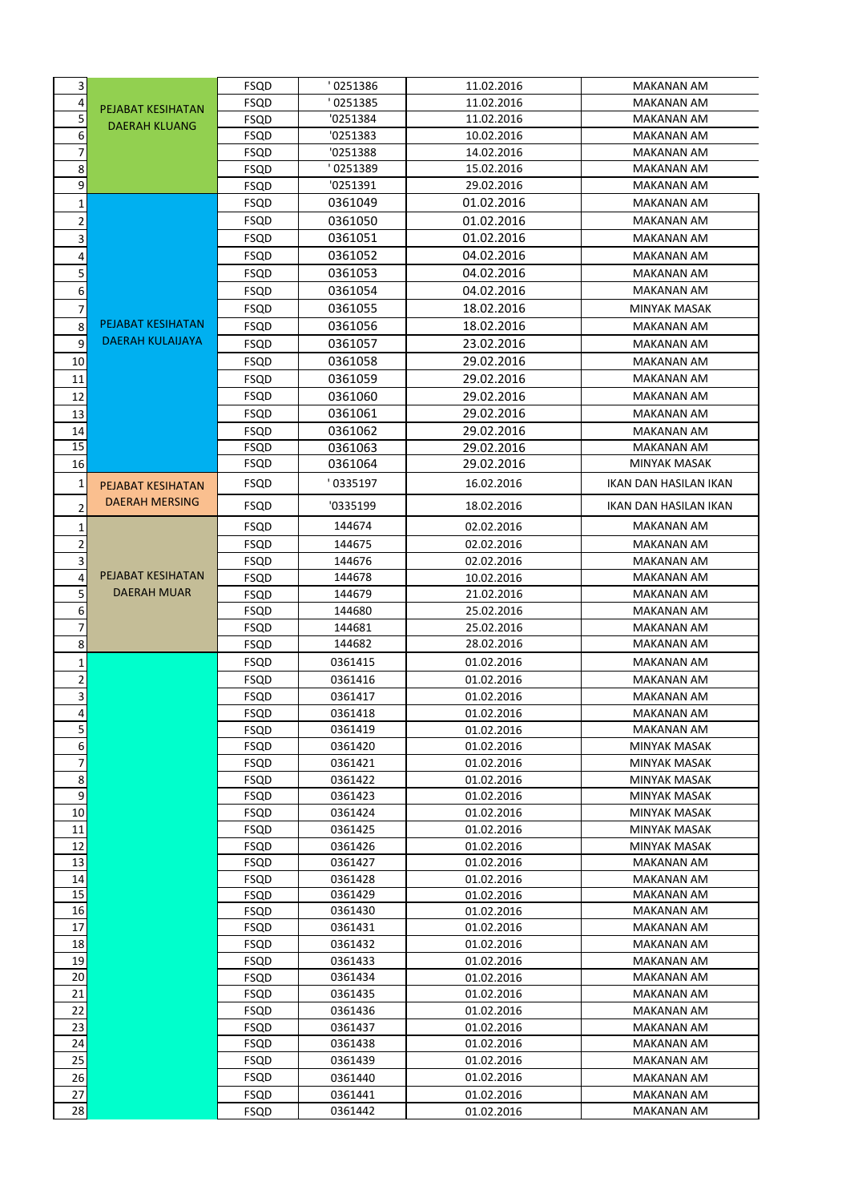| | | | | | |
|---|---|---|---|---|---|
| 3 | PEJABAT KESIHATAN DAERAH KLUANG | FSQD | ' 0251386 | 11.02.2016 | MAKANAN AM |
| 4 | | FSQD | ' 0251385 | 11.02.2016 | MAKANAN AM |
| 5 | | FSQD | '0251384 | 11.02.2016 | MAKANAN AM |
| 6 | | FSQD | '0251383 | 10.02.2016 | MAKANAN AM |
| 7 | | FSQD | '0251388 | 14.02.2016 | MAKANAN AM |
| 8 | | FSQD | ' 0251389 | 15.02.2016 | MAKANAN AM |
| 9 | | FSQD | '0251391 | 29.02.2016 | MAKANAN AM |
| 1 | PEJABAT KESIHATAN DAERAH KULAIJAYA | FSQD | 0361049 | 01.02.2016 | MAKANAN AM |
| 2 | | FSQD | 0361050 | 01.02.2016 | MAKANAN AM |
| 3 | | FSQD | 0361051 | 01.02.2016 | MAKANAN AM |
| 4 | | FSQD | 0361052 | 04.02.2016 | MAKANAN AM |
| 5 | | FSQD | 0361053 | 04.02.2016 | MAKANAN AM |
| 6 | | FSQD | 0361054 | 04.02.2016 | MAKANAN AM |
| 7 | | FSQD | 0361055 | 18.02.2016 | MINYAK MASAK |
| 8 | | FSQD | 0361056 | 18.02.2016 | MAKANAN AM |
| 9 | | FSQD | 0361057 | 23.02.2016 | MAKANAN AM |
| 10 | | FSQD | 0361058 | 29.02.2016 | MAKANAN AM |
| 11 | | FSQD | 0361059 | 29.02.2016 | MAKANAN AM |
| 12 | | FSQD | 0361060 | 29.02.2016 | MAKANAN AM |
| 13 | | FSQD | 0361061 | 29.02.2016 | MAKANAN AM |
| 14 | | FSQD | 0361062 | 29.02.2016 | MAKANAN AM |
| 15 | | FSQD | 0361063 | 29.02.2016 | MAKANAN AM |
| 16 | | FSQD | 0361064 | 29.02.2016 | MINYAK MASAK |
| 1 | PEJABAT KESIHATAN DAERAH MERSING | FSQD | ' 0335197 | 16.02.2016 | IKAN DAN HASILAN IKAN |
| 2 | | FSQD | '0335199 | 18.02.2016 | IKAN DAN HASILAN IKAN |
| 1 | PEJABAT KESIHATAN DAERAH MUAR | FSQD | 144674 | 02.02.2016 | MAKANAN AM |
| 2 | | FSQD | 144675 | 02.02.2016 | MAKANAN AM |
| 3 | | FSQD | 144676 | 02.02.2016 | MAKANAN AM |
| 4 | | FSQD | 144678 | 10.02.2016 | MAKANAN AM |
| 5 | | FSQD | 144679 | 21.02.2016 | MAKANAN AM |
| 6 | | FSQD | 144680 | 25.02.2016 | MAKANAN AM |
| 7 | | FSQD | 144681 | 25.02.2016 | MAKANAN AM |
| 8 | | FSQD | 144682 | 28.02.2016 | MAKANAN AM |
| 1 | | FSQD | 0361415 | 01.02.2016 | MAKANAN AM |
| 2 | | FSQD | 0361416 | 01.02.2016 | MAKANAN AM |
| 3 | | FSQD | 0361417 | 01.02.2016 | MAKANAN AM |
| 4 | | FSQD | 0361418 | 01.02.2016 | MAKANAN AM |
| 5 | | FSQD | 0361419 | 01.02.2016 | MAKANAN AM |
| 6 | | FSQD | 0361420 | 01.02.2016 | MINYAK MASAK |
| 7 | | FSQD | 0361421 | 01.02.2016 | MINYAK MASAK |
| 8 | | FSQD | 0361422 | 01.02.2016 | MINYAK MASAK |
| 9 | | FSQD | 0361423 | 01.02.2016 | MINYAK MASAK |
| 10 | | FSQD | 0361424 | 01.02.2016 | MINYAK MASAK |
| 11 | | FSQD | 0361425 | 01.02.2016 | MINYAK MASAK |
| 12 | | FSQD | 0361426 | 01.02.2016 | MINYAK MASAK |
| 13 | | FSQD | 0361427 | 01.02.2016 | MAKANAN AM |
| 14 | | FSQD | 0361428 | 01.02.2016 | MAKANAN AM |
| 15 | | FSQD | 0361429 | 01.02.2016 | MAKANAN AM |
| 16 | | FSQD | 0361430 | 01.02.2016 | MAKANAN AM |
| 17 | | FSQD | 0361431 | 01.02.2016 | MAKANAN AM |
| 18 | | FSQD | 0361432 | 01.02.2016 | MAKANAN AM |
| 19 | | FSQD | 0361433 | 01.02.2016 | MAKANAN AM |
| 20 | | FSQD | 0361434 | 01.02.2016 | MAKANAN AM |
| 21 | | FSQD | 0361435 | 01.02.2016 | MAKANAN AM |
| 22 | | FSQD | 0361436 | 01.02.2016 | MAKANAN AM |
| 23 | | FSQD | 0361437 | 01.02.2016 | MAKANAN AM |
| 24 | | FSQD | 0361438 | 01.02.2016 | MAKANAN AM |
| 25 | | FSQD | 0361439 | 01.02.2016 | MAKANAN AM |
| 26 | | FSQD | 0361440 | 01.02.2016 | MAKANAN AM |
| 27 | | FSQD | 0361441 | 01.02.2016 | MAKANAN AM |
| 28 | | FSQD | 0361442 | 01.02.2016 | MAKANAN AM |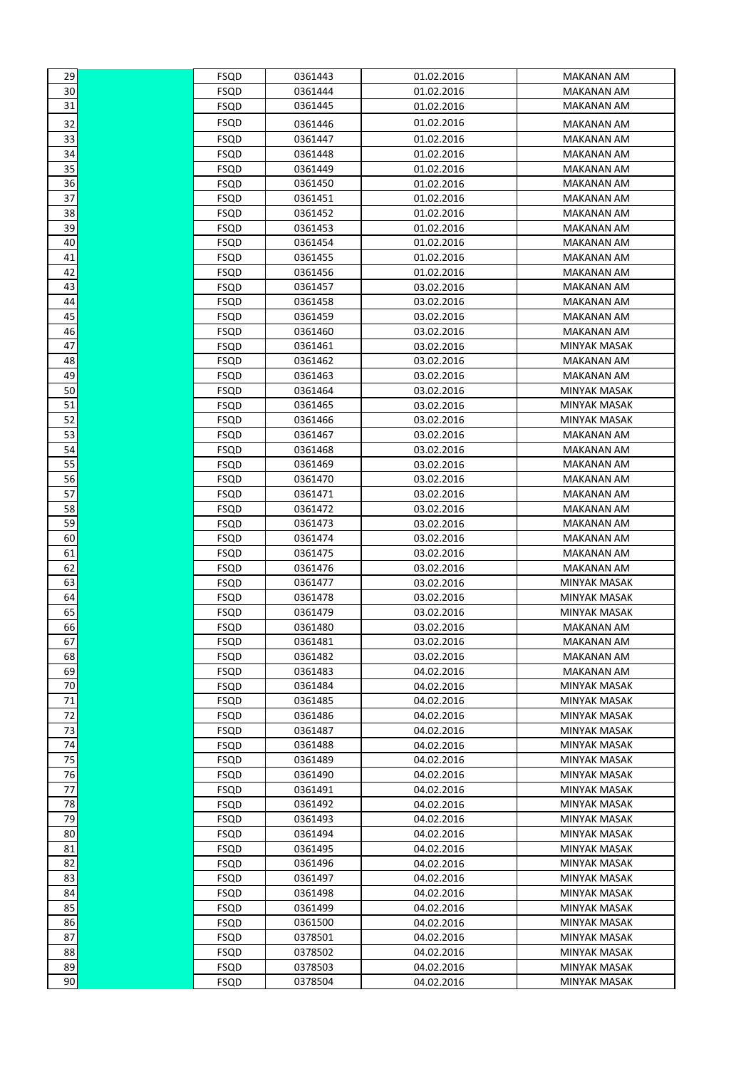| | | | | | |
|---|---|---|---|---|---|
| 29 | | FSQD | 0361443 | 01.02.2016 | MAKANAN AM |
| 30 | | FSQD | 0361444 | 01.02.2016 | MAKANAN AM |
| 31 | | FSQD | 0361445 | 01.02.2016 | MAKANAN AM |
| 32 | | FSQD | 0361446 | 01.02.2016 | MAKANAN AM |
| 33 | | FSQD | 0361447 | 01.02.2016 | MAKANAN AM |
| 34 | | FSQD | 0361448 | 01.02.2016 | MAKANAN AM |
| 35 | | FSQD | 0361449 | 01.02.2016 | MAKANAN AM |
| 36 | | FSQD | 0361450 | 01.02.2016 | MAKANAN AM |
| 37 | | FSQD | 0361451 | 01.02.2016 | MAKANAN AM |
| 38 | | FSQD | 0361452 | 01.02.2016 | MAKANAN AM |
| 39 | | FSQD | 0361453 | 01.02.2016 | MAKANAN AM |
| 40 | | FSQD | 0361454 | 01.02.2016 | MAKANAN AM |
| 41 | | FSQD | 0361455 | 01.02.2016 | MAKANAN AM |
| 42 | | FSQD | 0361456 | 01.02.2016 | MAKANAN AM |
| 43 | | FSQD | 0361457 | 03.02.2016 | MAKANAN AM |
| 44 | | FSQD | 0361458 | 03.02.2016 | MAKANAN AM |
| 45 | | FSQD | 0361459 | 03.02.2016 | MAKANAN AM |
| 46 | | FSQD | 0361460 | 03.02.2016 | MAKANAN AM |
| 47 | | FSQD | 0361461 | 03.02.2016 | MINYAK MASAK |
| 48 | | FSQD | 0361462 | 03.02.2016 | MAKANAN AM |
| 49 | | FSQD | 0361463 | 03.02.2016 | MAKANAN AM |
| 50 | | FSQD | 0361464 | 03.02.2016 | MINYAK MASAK |
| 51 | | FSQD | 0361465 | 03.02.2016 | MINYAK MASAK |
| 52 | | FSQD | 0361466 | 03.02.2016 | MINYAK MASAK |
| 53 | | FSQD | 0361467 | 03.02.2016 | MAKANAN AM |
| 54 | | FSQD | 0361468 | 03.02.2016 | MAKANAN AM |
| 55 | | FSQD | 0361469 | 03.02.2016 | MAKANAN AM |
| 56 | | FSQD | 0361470 | 03.02.2016 | MAKANAN AM |
| 57 | | FSQD | 0361471 | 03.02.2016 | MAKANAN AM |
| 58 | | FSQD | 0361472 | 03.02.2016 | MAKANAN AM |
| 59 | | FSQD | 0361473 | 03.02.2016 | MAKANAN AM |
| 60 | | FSQD | 0361474 | 03.02.2016 | MAKANAN AM |
| 61 | | FSQD | 0361475 | 03.02.2016 | MAKANAN AM |
| 62 | | FSQD | 0361476 | 03.02.2016 | MAKANAN AM |
| 63 | | FSQD | 0361477 | 03.02.2016 | MINYAK MASAK |
| 64 | | FSQD | 0361478 | 03.02.2016 | MINYAK MASAK |
| 65 | | FSQD | 0361479 | 03.02.2016 | MINYAK MASAK |
| 66 | | FSQD | 0361480 | 03.02.2016 | MAKANAN AM |
| 67 | | FSQD | 0361481 | 03.02.2016 | MAKANAN AM |
| 68 | | FSQD | 0361482 | 03.02.2016 | MAKANAN AM |
| 69 | | FSQD | 0361483 | 04.02.2016 | MAKANAN AM |
| 70 | | FSQD | 0361484 | 04.02.2016 | MINYAK MASAK |
| 71 | | FSQD | 0361485 | 04.02.2016 | MINYAK MASAK |
| 72 | | FSQD | 0361486 | 04.02.2016 | MINYAK MASAK |
| 73 | | FSQD | 0361487 | 04.02.2016 | MINYAK MASAK |
| 74 | | FSQD | 0361488 | 04.02.2016 | MINYAK MASAK |
| 75 | | FSQD | 0361489 | 04.02.2016 | MINYAK MASAK |
| 76 | | FSQD | 0361490 | 04.02.2016 | MINYAK MASAK |
| 77 | | FSQD | 0361491 | 04.02.2016 | MINYAK MASAK |
| 78 | | FSQD | 0361492 | 04.02.2016 | MINYAK MASAK |
| 79 | | FSQD | 0361493 | 04.02.2016 | MINYAK MASAK |
| 80 | | FSQD | 0361494 | 04.02.2016 | MINYAK MASAK |
| 81 | | FSQD | 0361495 | 04.02.2016 | MINYAK MASAK |
| 82 | | FSQD | 0361496 | 04.02.2016 | MINYAK MASAK |
| 83 | | FSQD | 0361497 | 04.02.2016 | MINYAK MASAK |
| 84 | | FSQD | 0361498 | 04.02.2016 | MINYAK MASAK |
| 85 | | FSQD | 0361499 | 04.02.2016 | MINYAK MASAK |
| 86 | | FSQD | 0361500 | 04.02.2016 | MINYAK MASAK |
| 87 | | FSQD | 0378501 | 04.02.2016 | MINYAK MASAK |
| 88 | | FSQD | 0378502 | 04.02.2016 | MINYAK MASAK |
| 89 | | FSQD | 0378503 | 04.02.2016 | MINYAK MASAK |
| 90 | | FSQD | 0378504 | 04.02.2016 | MINYAK MASAK |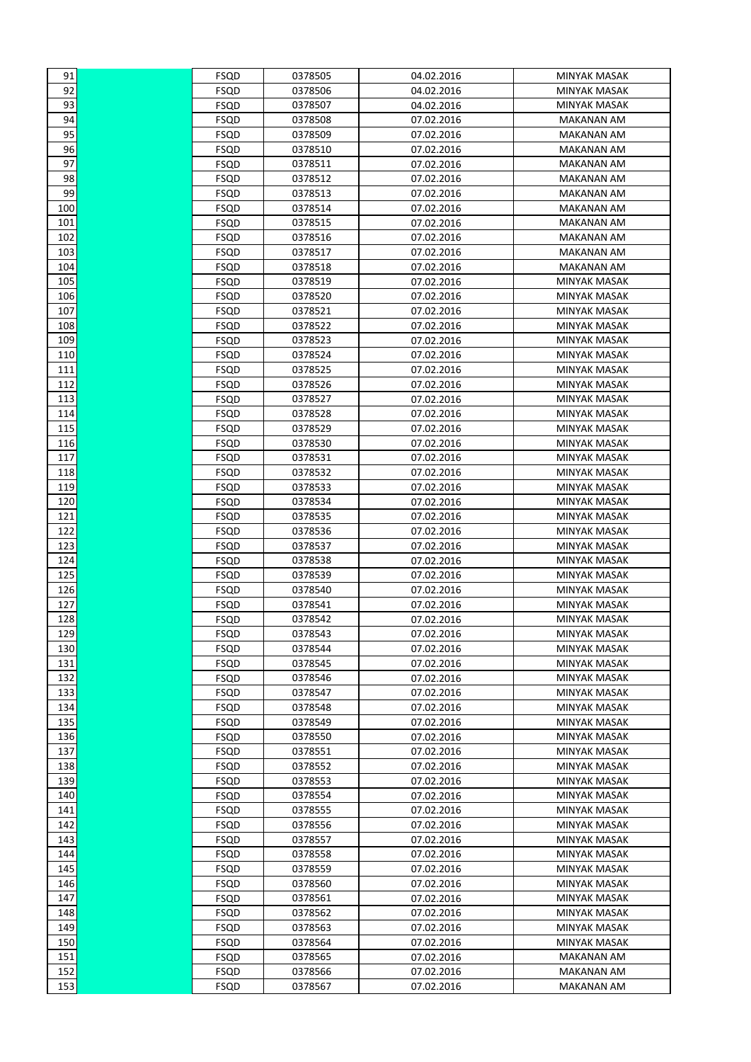| | | | | | |
|---|---|---|---|---|---|
| 91 | | FSQD | 0378505 | 04.02.2016 | MINYAK MASAK |
| 92 | | FSQD | 0378506 | 04.02.2016 | MINYAK MASAK |
| 93 | | FSQD | 0378507 | 04.02.2016 | MINYAK MASAK |
| 94 | | FSQD | 0378508 | 07.02.2016 | MAKANAN AM |
| 95 | | FSQD | 0378509 | 07.02.2016 | MAKANAN AM |
| 96 | | FSQD | 0378510 | 07.02.2016 | MAKANAN AM |
| 97 | | FSQD | 0378511 | 07.02.2016 | MAKANAN AM |
| 98 | | FSQD | 0378512 | 07.02.2016 | MAKANAN AM |
| 99 | | FSQD | 0378513 | 07.02.2016 | MAKANAN AM |
| 100 | | FSQD | 0378514 | 07.02.2016 | MAKANAN AM |
| 101 | | FSQD | 0378515 | 07.02.2016 | MAKANAN AM |
| 102 | | FSQD | 0378516 | 07.02.2016 | MAKANAN AM |
| 103 | | FSQD | 0378517 | 07.02.2016 | MAKANAN AM |
| 104 | | FSQD | 0378518 | 07.02.2016 | MAKANAN AM |
| 105 | | FSQD | 0378519 | 07.02.2016 | MINYAK MASAK |
| 106 | | FSQD | 0378520 | 07.02.2016 | MINYAK MASAK |
| 107 | | FSQD | 0378521 | 07.02.2016 | MINYAK MASAK |
| 108 | | FSQD | 0378522 | 07.02.2016 | MINYAK MASAK |
| 109 | | FSQD | 0378523 | 07.02.2016 | MINYAK MASAK |
| 110 | | FSQD | 0378524 | 07.02.2016 | MINYAK MASAK |
| 111 | | FSQD | 0378525 | 07.02.2016 | MINYAK MASAK |
| 112 | | FSQD | 0378526 | 07.02.2016 | MINYAK MASAK |
| 113 | | FSQD | 0378527 | 07.02.2016 | MINYAK MASAK |
| 114 | | FSQD | 0378528 | 07.02.2016 | MINYAK MASAK |
| 115 | | FSQD | 0378529 | 07.02.2016 | MINYAK MASAK |
| 116 | | FSQD | 0378530 | 07.02.2016 | MINYAK MASAK |
| 117 | | FSQD | 0378531 | 07.02.2016 | MINYAK MASAK |
| 118 | | FSQD | 0378532 | 07.02.2016 | MINYAK MASAK |
| 119 | | FSQD | 0378533 | 07.02.2016 | MINYAK MASAK |
| 120 | | FSQD | 0378534 | 07.02.2016 | MINYAK MASAK |
| 121 | | FSQD | 0378535 | 07.02.2016 | MINYAK MASAK |
| 122 | | FSQD | 0378536 | 07.02.2016 | MINYAK MASAK |
| 123 | | FSQD | 0378537 | 07.02.2016 | MINYAK MASAK |
| 124 | | FSQD | 0378538 | 07.02.2016 | MINYAK MASAK |
| 125 | | FSQD | 0378539 | 07.02.2016 | MINYAK MASAK |
| 126 | | FSQD | 0378540 | 07.02.2016 | MINYAK MASAK |
| 127 | | FSQD | 0378541 | 07.02.2016 | MINYAK MASAK |
| 128 | | FSQD | 0378542 | 07.02.2016 | MINYAK MASAK |
| 129 | | FSQD | 0378543 | 07.02.2016 | MINYAK MASAK |
| 130 | | FSQD | 0378544 | 07.02.2016 | MINYAK MASAK |
| 131 | | FSQD | 0378545 | 07.02.2016 | MINYAK MASAK |
| 132 | | FSQD | 0378546 | 07.02.2016 | MINYAK MASAK |
| 133 | | FSQD | 0378547 | 07.02.2016 | MINYAK MASAK |
| 134 | | FSQD | 0378548 | 07.02.2016 | MINYAK MASAK |
| 135 | | FSQD | 0378549 | 07.02.2016 | MINYAK MASAK |
| 136 | | FSQD | 0378550 | 07.02.2016 | MINYAK MASAK |
| 137 | | FSQD | 0378551 | 07.02.2016 | MINYAK MASAK |
| 138 | | FSQD | 0378552 | 07.02.2016 | MINYAK MASAK |
| 139 | | FSQD | 0378553 | 07.02.2016 | MINYAK MASAK |
| 140 | | FSQD | 0378554 | 07.02.2016 | MINYAK MASAK |
| 141 | | FSQD | 0378555 | 07.02.2016 | MINYAK MASAK |
| 142 | | FSQD | 0378556 | 07.02.2016 | MINYAK MASAK |
| 143 | | FSQD | 0378557 | 07.02.2016 | MINYAK MASAK |
| 144 | | FSQD | 0378558 | 07.02.2016 | MINYAK MASAK |
| 145 | | FSQD | 0378559 | 07.02.2016 | MINYAK MASAK |
| 146 | | FSQD | 0378560 | 07.02.2016 | MINYAK MASAK |
| 147 | | FSQD | 0378561 | 07.02.2016 | MINYAK MASAK |
| 148 | | FSQD | 0378562 | 07.02.2016 | MINYAK MASAK |
| 149 | | FSQD | 0378563 | 07.02.2016 | MINYAK MASAK |
| 150 | | FSQD | 0378564 | 07.02.2016 | MINYAK MASAK |
| 151 | | FSQD | 0378565 | 07.02.2016 | MAKANAN AM |
| 152 | | FSQD | 0378566 | 07.02.2016 | MAKANAN AM |
| 153 | | FSQD | 0378567 | 07.02.2016 | MAKANAN AM |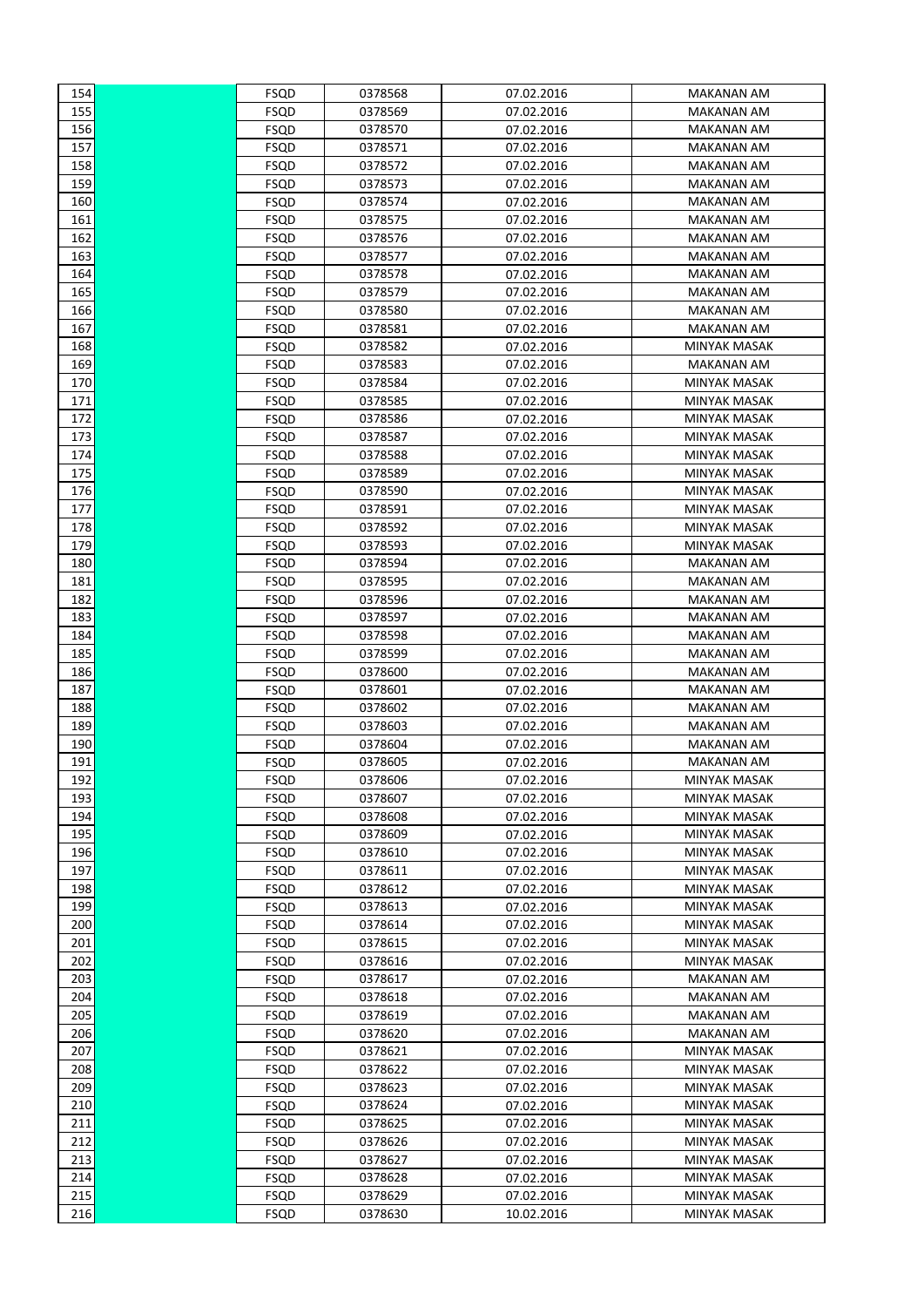| | | | | | |
|---|---|---|---|---|---|
| 154 | | FSQD | 0378568 | 07.02.2016 | MAKANAN AM |
| 155 | | FSQD | 0378569 | 07.02.2016 | MAKANAN AM |
| 156 | | FSQD | 0378570 | 07.02.2016 | MAKANAN AM |
| 157 | | FSQD | 0378571 | 07.02.2016 | MAKANAN AM |
| 158 | | FSQD | 0378572 | 07.02.2016 | MAKANAN AM |
| 159 | | FSQD | 0378573 | 07.02.2016 | MAKANAN AM |
| 160 | | FSQD | 0378574 | 07.02.2016 | MAKANAN AM |
| 161 | | FSQD | 0378575 | 07.02.2016 | MAKANAN AM |
| 162 | | FSQD | 0378576 | 07.02.2016 | MAKANAN AM |
| 163 | | FSQD | 0378577 | 07.02.2016 | MAKANAN AM |
| 164 | | FSQD | 0378578 | 07.02.2016 | MAKANAN AM |
| 165 | | FSQD | 0378579 | 07.02.2016 | MAKANAN AM |
| 166 | | FSQD | 0378580 | 07.02.2016 | MAKANAN AM |
| 167 | | FSQD | 0378581 | 07.02.2016 | MAKANAN AM |
| 168 | | FSQD | 0378582 | 07.02.2016 | MINYAK MASAK |
| 169 | | FSQD | 0378583 | 07.02.2016 | MAKANAN AM |
| 170 | | FSQD | 0378584 | 07.02.2016 | MINYAK MASAK |
| 171 | | FSQD | 0378585 | 07.02.2016 | MINYAK MASAK |
| 172 | | FSQD | 0378586 | 07.02.2016 | MINYAK MASAK |
| 173 | | FSQD | 0378587 | 07.02.2016 | MINYAK MASAK |
| 174 | | FSQD | 0378588 | 07.02.2016 | MINYAK MASAK |
| 175 | | FSQD | 0378589 | 07.02.2016 | MINYAK MASAK |
| 176 | | FSQD | 0378590 | 07.02.2016 | MINYAK MASAK |
| 177 | | FSQD | 0378591 | 07.02.2016 | MINYAK MASAK |
| 178 | | FSQD | 0378592 | 07.02.2016 | MINYAK MASAK |
| 179 | | FSQD | 0378593 | 07.02.2016 | MINYAK MASAK |
| 180 | | FSQD | 0378594 | 07.02.2016 | MAKANAN AM |
| 181 | | FSQD | 0378595 | 07.02.2016 | MAKANAN AM |
| 182 | | FSQD | 0378596 | 07.02.2016 | MAKANAN AM |
| 183 | | FSQD | 0378597 | 07.02.2016 | MAKANAN AM |
| 184 | | FSQD | 0378598 | 07.02.2016 | MAKANAN AM |
| 185 | | FSQD | 0378599 | 07.02.2016 | MAKANAN AM |
| 186 | | FSQD | 0378600 | 07.02.2016 | MAKANAN AM |
| 187 | | FSQD | 0378601 | 07.02.2016 | MAKANAN AM |
| 188 | | FSQD | 0378602 | 07.02.2016 | MAKANAN AM |
| 189 | | FSQD | 0378603 | 07.02.2016 | MAKANAN AM |
| 190 | | FSQD | 0378604 | 07.02.2016 | MAKANAN AM |
| 191 | | FSQD | 0378605 | 07.02.2016 | MAKANAN AM |
| 192 | | FSQD | 0378606 | 07.02.2016 | MINYAK MASAK |
| 193 | | FSQD | 0378607 | 07.02.2016 | MINYAK MASAK |
| 194 | | FSQD | 0378608 | 07.02.2016 | MINYAK MASAK |
| 195 | | FSQD | 0378609 | 07.02.2016 | MINYAK MASAK |
| 196 | | FSQD | 0378610 | 07.02.2016 | MINYAK MASAK |
| 197 | | FSQD | 0378611 | 07.02.2016 | MINYAK MASAK |
| 198 | | FSQD | 0378612 | 07.02.2016 | MINYAK MASAK |
| 199 | | FSQD | 0378613 | 07.02.2016 | MINYAK MASAK |
| 200 | | FSQD | 0378614 | 07.02.2016 | MINYAK MASAK |
| 201 | | FSQD | 0378615 | 07.02.2016 | MINYAK MASAK |
| 202 | | FSQD | 0378616 | 07.02.2016 | MINYAK MASAK |
| 203 | | FSQD | 0378617 | 07.02.2016 | MAKANAN AM |
| 204 | | FSQD | 0378618 | 07.02.2016 | MAKANAN AM |
| 205 | | FSQD | 0378619 | 07.02.2016 | MAKANAN AM |
| 206 | | FSQD | 0378620 | 07.02.2016 | MAKANAN AM |
| 207 | | FSQD | 0378621 | 07.02.2016 | MINYAK MASAK |
| 208 | | FSQD | 0378622 | 07.02.2016 | MINYAK MASAK |
| 209 | | FSQD | 0378623 | 07.02.2016 | MINYAK MASAK |
| 210 | | FSQD | 0378624 | 07.02.2016 | MINYAK MASAK |
| 211 | | FSQD | 0378625 | 07.02.2016 | MINYAK MASAK |
| 212 | | FSQD | 0378626 | 07.02.2016 | MINYAK MASAK |
| 213 | | FSQD | 0378627 | 07.02.2016 | MINYAK MASAK |
| 214 | | FSQD | 0378628 | 07.02.2016 | MINYAK MASAK |
| 215 | | FSQD | 0378629 | 07.02.2016 | MINYAK MASAK |
| 216 | | FSQD | 0378630 | 10.02.2016 | MINYAK MASAK |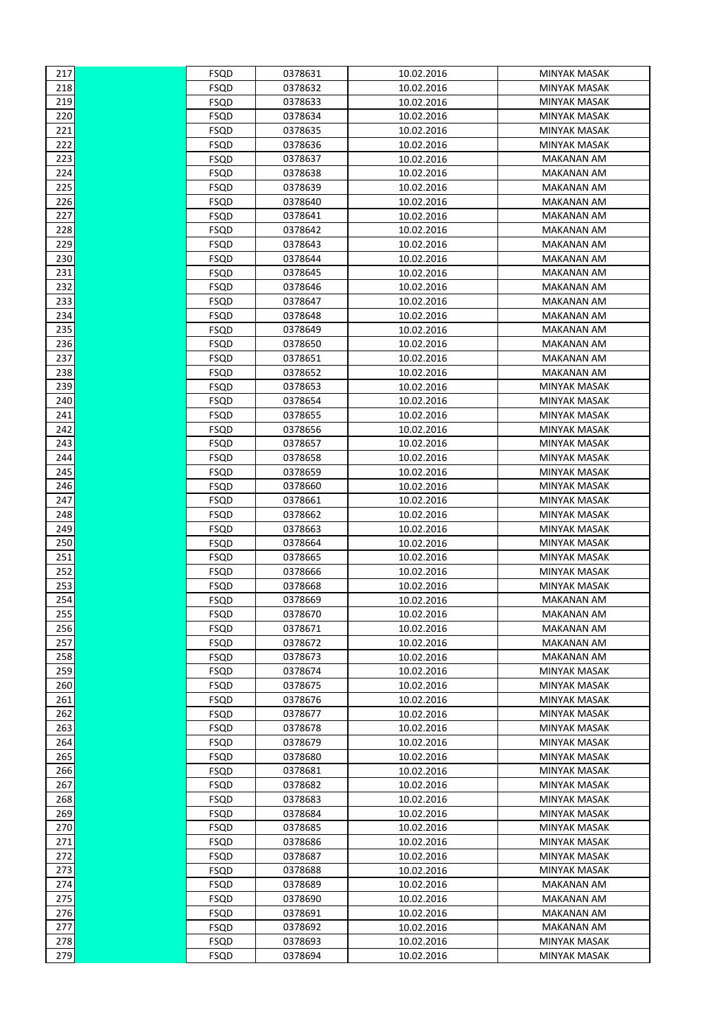| | | | | | |
|---|---|---|---|---|---|
| 217 | | FSQD | 0378631 | 10.02.2016 | MINYAK MASAK |
| 218 | | FSQD | 0378632 | 10.02.2016 | MINYAK MASAK |
| 219 | | FSQD | 0378633 | 10.02.2016 | MINYAK MASAK |
| 220 | | FSQD | 0378634 | 10.02.2016 | MINYAK MASAK |
| 221 | | FSQD | 0378635 | 10.02.2016 | MINYAK MASAK |
| 222 | | FSQD | 0378636 | 10.02.2016 | MINYAK MASAK |
| 223 | | FSQD | 0378637 | 10.02.2016 | MAKANAN AM |
| 224 | | FSQD | 0378638 | 10.02.2016 | MAKANAN AM |
| 225 | | FSQD | 0378639 | 10.02.2016 | MAKANAN AM |
| 226 | | FSQD | 0378640 | 10.02.2016 | MAKANAN AM |
| 227 | | FSQD | 0378641 | 10.02.2016 | MAKANAN AM |
| 228 | | FSQD | 0378642 | 10.02.2016 | MAKANAN AM |
| 229 | | FSQD | 0378643 | 10.02.2016 | MAKANAN AM |
| 230 | | FSQD | 0378644 | 10.02.2016 | MAKANAN AM |
| 231 | | FSQD | 0378645 | 10.02.2016 | MAKANAN AM |
| 232 | | FSQD | 0378646 | 10.02.2016 | MAKANAN AM |
| 233 | | FSQD | 0378647 | 10.02.2016 | MAKANAN AM |
| 234 | | FSQD | 0378648 | 10.02.2016 | MAKANAN AM |
| 235 | | FSQD | 0378649 | 10.02.2016 | MAKANAN AM |
| 236 | | FSQD | 0378650 | 10.02.2016 | MAKANAN AM |
| 237 | | FSQD | 0378651 | 10.02.2016 | MAKANAN AM |
| 238 | | FSQD | 0378652 | 10.02.2016 | MAKANAN AM |
| 239 | | FSQD | 0378653 | 10.02.2016 | MINYAK MASAK |
| 240 | | FSQD | 0378654 | 10.02.2016 | MINYAK MASAK |
| 241 | | FSQD | 0378655 | 10.02.2016 | MINYAK MASAK |
| 242 | | FSQD | 0378656 | 10.02.2016 | MINYAK MASAK |
| 243 | | FSQD | 0378657 | 10.02.2016 | MINYAK MASAK |
| 244 | | FSQD | 0378658 | 10.02.2016 | MINYAK MASAK |
| 245 | | FSQD | 0378659 | 10.02.2016 | MINYAK MASAK |
| 246 | | FSQD | 0378660 | 10.02.2016 | MINYAK MASAK |
| 247 | | FSQD | 0378661 | 10.02.2016 | MINYAK MASAK |
| 248 | | FSQD | 0378662 | 10.02.2016 | MINYAK MASAK |
| 249 | | FSQD | 0378663 | 10.02.2016 | MINYAK MASAK |
| 250 | | FSQD | 0378664 | 10.02.2016 | MINYAK MASAK |
| 251 | | FSQD | 0378665 | 10.02.2016 | MINYAK MASAK |
| 252 | | FSQD | 0378666 | 10.02.2016 | MINYAK MASAK |
| 253 | | FSQD | 0378668 | 10.02.2016 | MINYAK MASAK |
| 254 | | FSQD | 0378669 | 10.02.2016 | MAKANAN AM |
| 255 | | FSQD | 0378670 | 10.02.2016 | MAKANAN AM |
| 256 | | FSQD | 0378671 | 10.02.2016 | MAKANAN AM |
| 257 | | FSQD | 0378672 | 10.02.2016 | MAKANAN AM |
| 258 | | FSQD | 0378673 | 10.02.2016 | MAKANAN AM |
| 259 | | FSQD | 0378674 | 10.02.2016 | MINYAK MASAK |
| 260 | | FSQD | 0378675 | 10.02.2016 | MINYAK MASAK |
| 261 | | FSQD | 0378676 | 10.02.2016 | MINYAK MASAK |
| 262 | | FSQD | 0378677 | 10.02.2016 | MINYAK MASAK |
| 263 | | FSQD | 0378678 | 10.02.2016 | MINYAK MASAK |
| 264 | | FSQD | 0378679 | 10.02.2016 | MINYAK MASAK |
| 265 | | FSQD | 0378680 | 10.02.2016 | MINYAK MASAK |
| 266 | | FSQD | 0378681 | 10.02.2016 | MINYAK MASAK |
| 267 | | FSQD | 0378682 | 10.02.2016 | MINYAK MASAK |
| 268 | | FSQD | 0378683 | 10.02.2016 | MINYAK MASAK |
| 269 | | FSQD | 0378684 | 10.02.2016 | MINYAK MASAK |
| 270 | | FSQD | 0378685 | 10.02.2016 | MINYAK MASAK |
| 271 | | FSQD | 0378686 | 10.02.2016 | MINYAK MASAK |
| 272 | | FSQD | 0378687 | 10.02.2016 | MINYAK MASAK |
| 273 | | FSQD | 0378688 | 10.02.2016 | MINYAK MASAK |
| 274 | | FSQD | 0378689 | 10.02.2016 | MAKANAN AM |
| 275 | | FSQD | 0378690 | 10.02.2016 | MAKANAN AM |
| 276 | | FSQD | 0378691 | 10.02.2016 | MAKANAN AM |
| 277 | | FSQD | 0378692 | 10.02.2016 | MAKANAN AM |
| 278 | | FSQD | 0378693 | 10.02.2016 | MINYAK MASAK |
| 279 | | FSQD | 0378694 | 10.02.2016 | MINYAK MASAK |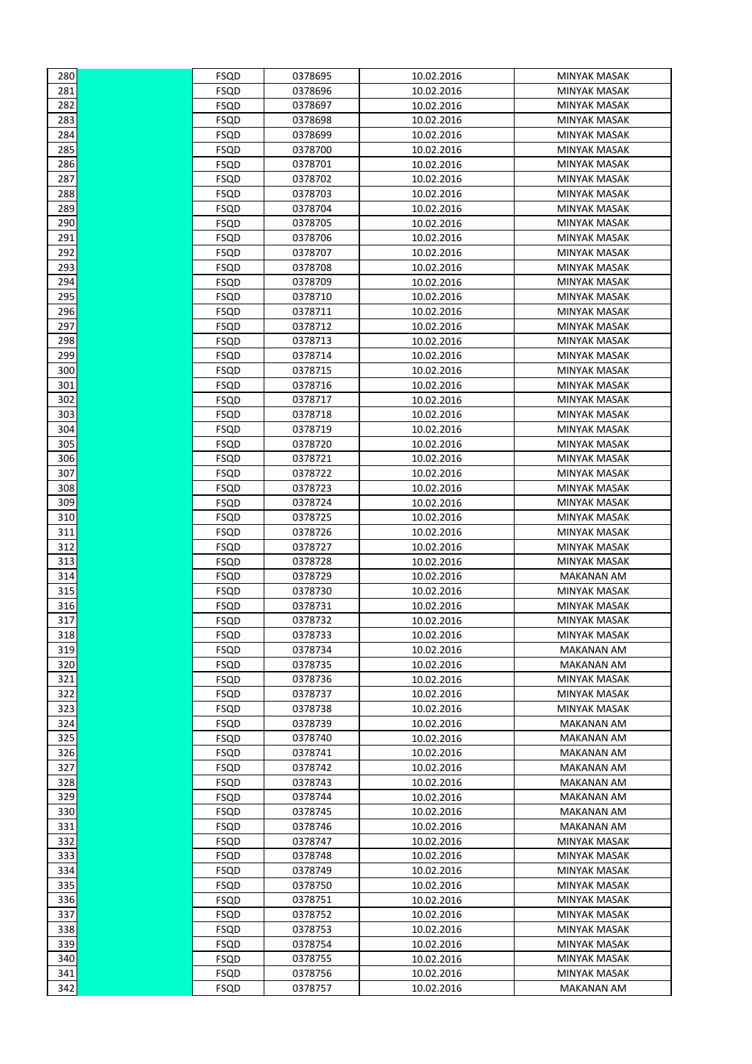| 280 | | FSQD | 0378695 | 10.02.2016 | MINYAK MASAK |
|---|---|---|---|---|---|
| 281 | | FSQD | 0378696 | 10.02.2016 | MINYAK MASAK |
| 282 | | FSQD | 0378697 | 10.02.2016 | MINYAK MASAK |
| 283 | | FSQD | 0378698 | 10.02.2016 | MINYAK MASAK |
| 284 | | FSQD | 0378699 | 10.02.2016 | MINYAK MASAK |
| 285 | | FSQD | 0378700 | 10.02.2016 | MINYAK MASAK |
| 286 | | FSQD | 0378701 | 10.02.2016 | MINYAK MASAK |
| 287 | | FSQD | 0378702 | 10.02.2016 | MINYAK MASAK |
| 288 | | FSQD | 0378703 | 10.02.2016 | MINYAK MASAK |
| 289 | | FSQD | 0378704 | 10.02.2016 | MINYAK MASAK |
| 290 | | FSQD | 0378705 | 10.02.2016 | MINYAK MASAK |
| 291 | | FSQD | 0378706 | 10.02.2016 | MINYAK MASAK |
| 292 | | FSQD | 0378707 | 10.02.2016 | MINYAK MASAK |
| 293 | | FSQD | 0378708 | 10.02.2016 | MINYAK MASAK |
| 294 | | FSQD | 0378709 | 10.02.2016 | MINYAK MASAK |
| 295 | | FSQD | 0378710 | 10.02.2016 | MINYAK MASAK |
| 296 | | FSQD | 0378711 | 10.02.2016 | MINYAK MASAK |
| 297 | | FSQD | 0378712 | 10.02.2016 | MINYAK MASAK |
| 298 | | FSQD | 0378713 | 10.02.2016 | MINYAK MASAK |
| 299 | | FSQD | 0378714 | 10.02.2016 | MINYAK MASAK |
| 300 | | FSQD | 0378715 | 10.02.2016 | MINYAK MASAK |
| 301 | | FSQD | 0378716 | 10.02.2016 | MINYAK MASAK |
| 302 | | FSQD | 0378717 | 10.02.2016 | MINYAK MASAK |
| 303 | | FSQD | 0378718 | 10.02.2016 | MINYAK MASAK |
| 304 | | FSQD | 0378719 | 10.02.2016 | MINYAK MASAK |
| 305 | | FSQD | 0378720 | 10.02.2016 | MINYAK MASAK |
| 306 | | FSQD | 0378721 | 10.02.2016 | MINYAK MASAK |
| 307 | | FSQD | 0378722 | 10.02.2016 | MINYAK MASAK |
| 308 | | FSQD | 0378723 | 10.02.2016 | MINYAK MASAK |
| 309 | | FSQD | 0378724 | 10.02.2016 | MINYAK MASAK |
| 310 | | FSQD | 0378725 | 10.02.2016 | MINYAK MASAK |
| 311 | | FSQD | 0378726 | 10.02.2016 | MINYAK MASAK |
| 312 | | FSQD | 0378727 | 10.02.2016 | MINYAK MASAK |
| 313 | | FSQD | 0378728 | 10.02.2016 | MINYAK MASAK |
| 314 | | FSQD | 0378729 | 10.02.2016 | MAKANAN AM |
| 315 | | FSQD | 0378730 | 10.02.2016 | MINYAK MASAK |
| 316 | | FSQD | 0378731 | 10.02.2016 | MINYAK MASAK |
| 317 | | FSQD | 0378732 | 10.02.2016 | MINYAK MASAK |
| 318 | | FSQD | 0378733 | 10.02.2016 | MINYAK MASAK |
| 319 | | FSQD | 0378734 | 10.02.2016 | MAKANAN AM |
| 320 | | FSQD | 0378735 | 10.02.2016 | MAKANAN AM |
| 321 | | FSQD | 0378736 | 10.02.2016 | MINYAK MASAK |
| 322 | | FSQD | 0378737 | 10.02.2016 | MINYAK MASAK |
| 323 | | FSQD | 0378738 | 10.02.2016 | MINYAK MASAK |
| 324 | | FSQD | 0378739 | 10.02.2016 | MAKANAN AM |
| 325 | | FSQD | 0378740 | 10.02.2016 | MAKANAN AM |
| 326 | | FSQD | 0378741 | 10.02.2016 | MAKANAN AM |
| 327 | | FSQD | 0378742 | 10.02.2016 | MAKANAN AM |
| 328 | | FSQD | 0378743 | 10.02.2016 | MAKANAN AM |
| 329 | | FSQD | 0378744 | 10.02.2016 | MAKANAN AM |
| 330 | | FSQD | 0378745 | 10.02.2016 | MAKANAN AM |
| 331 | | FSQD | 0378746 | 10.02.2016 | MAKANAN AM |
| 332 | | FSQD | 0378747 | 10.02.2016 | MINYAK MASAK |
| 333 | | FSQD | 0378748 | 10.02.2016 | MINYAK MASAK |
| 334 | | FSQD | 0378749 | 10.02.2016 | MINYAK MASAK |
| 335 | | FSQD | 0378750 | 10.02.2016 | MINYAK MASAK |
| 336 | | FSQD | 0378751 | 10.02.2016 | MINYAK MASAK |
| 337 | | FSQD | 0378752 | 10.02.2016 | MINYAK MASAK |
| 338 | | FSQD | 0378753 | 10.02.2016 | MINYAK MASAK |
| 339 | | FSQD | 0378754 | 10.02.2016 | MINYAK MASAK |
| 340 | | FSQD | 0378755 | 10.02.2016 | MINYAK MASAK |
| 341 | | FSQD | 0378756 | 10.02.2016 | MINYAK MASAK |
| 342 | | FSQD | 0378757 | 10.02.2016 | MAKANAN AM |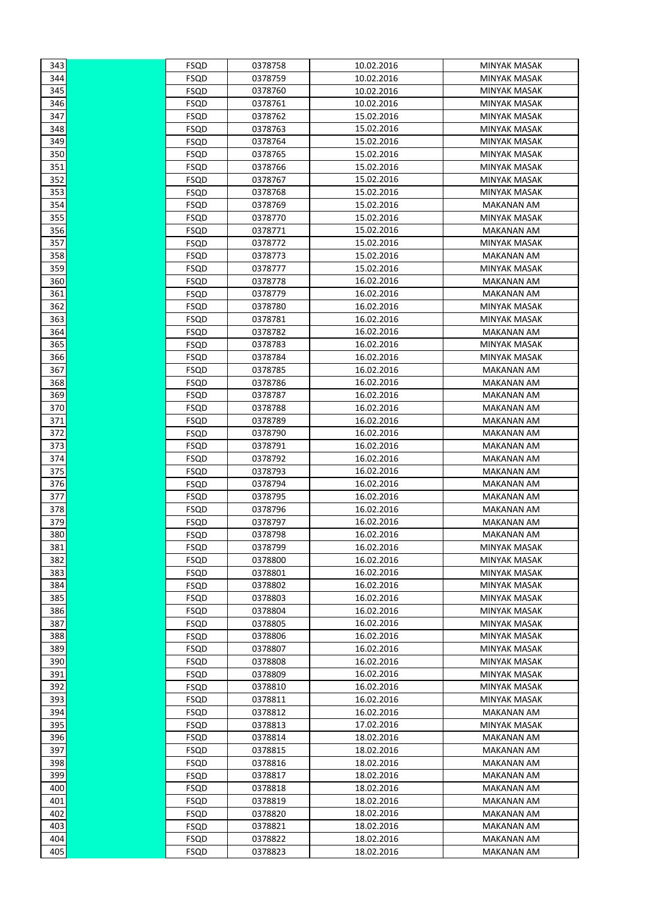| | | | | | |
|---|---|---|---|---|---|
| 343 | | FSQD | 0378758 | 10.02.2016 | MINYAK MASAK |
| 344 | | FSQD | 0378759 | 10.02.2016 | MINYAK MASAK |
| 345 | | FSQD | 0378760 | 10.02.2016 | MINYAK MASAK |
| 346 | | FSQD | 0378761 | 10.02.2016 | MINYAK MASAK |
| 347 | | FSQD | 0378762 | 15.02.2016 | MINYAK MASAK |
| 348 | | FSQD | 0378763 | 15.02.2016 | MINYAK MASAK |
| 349 | | FSQD | 0378764 | 15.02.2016 | MINYAK MASAK |
| 350 | | FSQD | 0378765 | 15.02.2016 | MINYAK MASAK |
| 351 | | FSQD | 0378766 | 15.02.2016 | MINYAK MASAK |
| 352 | | FSQD | 0378767 | 15.02.2016 | MINYAK MASAK |
| 353 | | FSQD | 0378768 | 15.02.2016 | MINYAK MASAK |
| 354 | | FSQD | 0378769 | 15.02.2016 | MAKANAN AM |
| 355 | | FSQD | 0378770 | 15.02.2016 | MINYAK MASAK |
| 356 | | FSQD | 0378771 | 15.02.2016 | MAKANAN AM |
| 357 | | FSQD | 0378772 | 15.02.2016 | MINYAK MASAK |
| 358 | | FSQD | 0378773 | 15.02.2016 | MAKANAN AM |
| 359 | | FSQD | 0378777 | 15.02.2016 | MINYAK MASAK |
| 360 | | FSQD | 0378778 | 16.02.2016 | MAKANAN AM |
| 361 | | FSQD | 0378779 | 16.02.2016 | MAKANAN AM |
| 362 | | FSQD | 0378780 | 16.02.2016 | MINYAK MASAK |
| 363 | | FSQD | 0378781 | 16.02.2016 | MINYAK MASAK |
| 364 | | FSQD | 0378782 | 16.02.2016 | MAKANAN AM |
| 365 | | FSQD | 0378783 | 16.02.2016 | MINYAK MASAK |
| 366 | | FSQD | 0378784 | 16.02.2016 | MINYAK MASAK |
| 367 | | FSQD | 0378785 | 16.02.2016 | MAKANAN AM |
| 368 | | FSQD | 0378786 | 16.02.2016 | MAKANAN AM |
| 369 | | FSQD | 0378787 | 16.02.2016 | MAKANAN AM |
| 370 | | FSQD | 0378788 | 16.02.2016 | MAKANAN AM |
| 371 | | FSQD | 0378789 | 16.02.2016 | MAKANAN AM |
| 372 | | FSQD | 0378790 | 16.02.2016 | MAKANAN AM |
| 373 | | FSQD | 0378791 | 16.02.2016 | MAKANAN AM |
| 374 | | FSQD | 0378792 | 16.02.2016 | MAKANAN AM |
| 375 | | FSQD | 0378793 | 16.02.2016 | MAKANAN AM |
| 376 | | FSQD | 0378794 | 16.02.2016 | MAKANAN AM |
| 377 | | FSQD | 0378795 | 16.02.2016 | MAKANAN AM |
| 378 | | FSQD | 0378796 | 16.02.2016 | MAKANAN AM |
| 379 | | FSQD | 0378797 | 16.02.2016 | MAKANAN AM |
| 380 | | FSQD | 0378798 | 16.02.2016 | MAKANAN AM |
| 381 | | FSQD | 0378799 | 16.02.2016 | MINYAK MASAK |
| 382 | | FSQD | 0378800 | 16.02.2016 | MINYAK MASAK |
| 383 | | FSQD | 0378801 | 16.02.2016 | MINYAK MASAK |
| 384 | | FSQD | 0378802 | 16.02.2016 | MINYAK MASAK |
| 385 | | FSQD | 0378803 | 16.02.2016 | MINYAK MASAK |
| 386 | | FSQD | 0378804 | 16.02.2016 | MINYAK MASAK |
| 387 | | FSQD | 0378805 | 16.02.2016 | MINYAK MASAK |
| 388 | | FSQD | 0378806 | 16.02.2016 | MINYAK MASAK |
| 389 | | FSQD | 0378807 | 16.02.2016 | MINYAK MASAK |
| 390 | | FSQD | 0378808 | 16.02.2016 | MINYAK MASAK |
| 391 | | FSQD | 0378809 | 16.02.2016 | MINYAK MASAK |
| 392 | | FSQD | 0378810 | 16.02.2016 | MINYAK MASAK |
| 393 | | FSQD | 0378811 | 16.02.2016 | MINYAK MASAK |
| 394 | | FSQD | 0378812 | 16.02.2016 | MAKANAN AM |
| 395 | | FSQD | 0378813 | 17.02.2016 | MINYAK MASAK |
| 396 | | FSQD | 0378814 | 18.02.2016 | MAKANAN AM |
| 397 | | FSQD | 0378815 | 18.02.2016 | MAKANAN AM |
| 398 | | FSQD | 0378816 | 18.02.2016 | MAKANAN AM |
| 399 | | FSQD | 0378817 | 18.02.2016 | MAKANAN AM |
| 400 | | FSQD | 0378818 | 18.02.2016 | MAKANAN AM |
| 401 | | FSQD | 0378819 | 18.02.2016 | MAKANAN AM |
| 402 | | FSQD | 0378820 | 18.02.2016 | MAKANAN AM |
| 403 | | FSQD | 0378821 | 18.02.2016 | MAKANAN AM |
| 404 | | FSQD | 0378822 | 18.02.2016 | MAKANAN AM |
| 405 | | FSQD | 0378823 | 18.02.2016 | MAKANAN AM |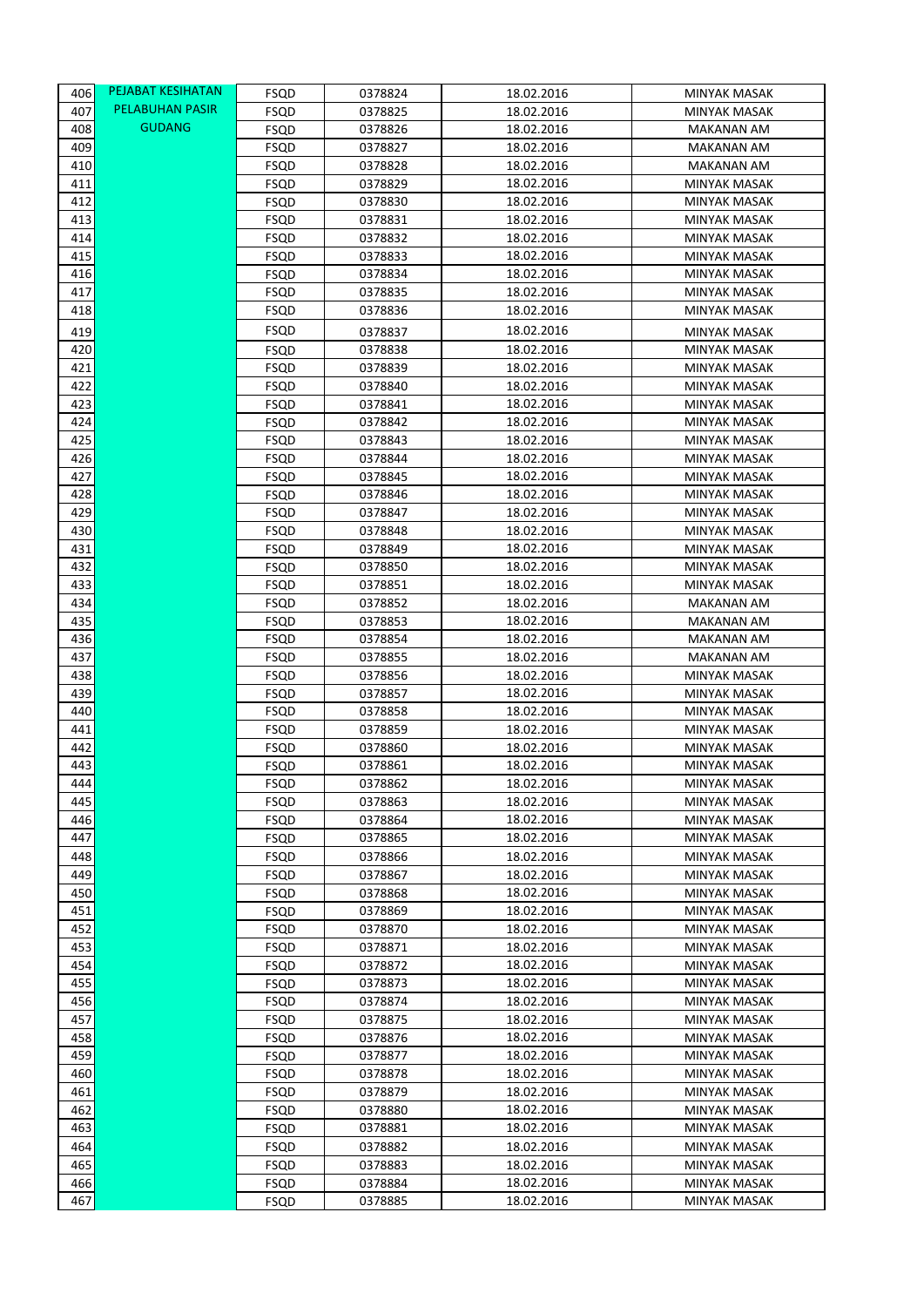| | | | | | |
|---|---|---|---|---|---|
| 406 | PEJABAT KESIHATAN PELABUHAN PASIR GUDANG | FSQD | 0378824 | 18.02.2016 | MINYAK MASAK |
| 407 | | FSQD | 0378825 | 18.02.2016 | MINYAK MASAK |
| 408 | | FSQD | 0378826 | 18.02.2016 | MAKANAN AM |
| 409 | | FSQD | 0378827 | 18.02.2016 | MAKANAN AM |
| 410 | | FSQD | 0378828 | 18.02.2016 | MAKANAN AM |
| 411 | | FSQD | 0378829 | 18.02.2016 | MINYAK MASAK |
| 412 | | FSQD | 0378830 | 18.02.2016 | MINYAK MASAK |
| 413 | | FSQD | 0378831 | 18.02.2016 | MINYAK MASAK |
| 414 | | FSQD | 0378832 | 18.02.2016 | MINYAK MASAK |
| 415 | | FSQD | 0378833 | 18.02.2016 | MINYAK MASAK |
| 416 | | FSQD | 0378834 | 18.02.2016 | MINYAK MASAK |
| 417 | | FSQD | 0378835 | 18.02.2016 | MINYAK MASAK |
| 418 | | FSQD | 0378836 | 18.02.2016 | MINYAK MASAK |
| 419 | | FSQD | 0378837 | 18.02.2016 | MINYAK MASAK |
| 420 | | FSQD | 0378838 | 18.02.2016 | MINYAK MASAK |
| 421 | | FSQD | 0378839 | 18.02.2016 | MINYAK MASAK |
| 422 | | FSQD | 0378840 | 18.02.2016 | MINYAK MASAK |
| 423 | | FSQD | 0378841 | 18.02.2016 | MINYAK MASAK |
| 424 | | FSQD | 0378842 | 18.02.2016 | MINYAK MASAK |
| 425 | | FSQD | 0378843 | 18.02.2016 | MINYAK MASAK |
| 426 | | FSQD | 0378844 | 18.02.2016 | MINYAK MASAK |
| 427 | | FSQD | 0378845 | 18.02.2016 | MINYAK MASAK |
| 428 | | FSQD | 0378846 | 18.02.2016 | MINYAK MASAK |
| 429 | | FSQD | 0378847 | 18.02.2016 | MINYAK MASAK |
| 430 | | FSQD | 0378848 | 18.02.2016 | MINYAK MASAK |
| 431 | | FSQD | 0378849 | 18.02.2016 | MINYAK MASAK |
| 432 | | FSQD | 0378850 | 18.02.2016 | MINYAK MASAK |
| 433 | | FSQD | 0378851 | 18.02.2016 | MINYAK MASAK |
| 434 | | FSQD | 0378852 | 18.02.2016 | MAKANAN AM |
| 435 | | FSQD | 0378853 | 18.02.2016 | MAKANAN AM |
| 436 | | FSQD | 0378854 | 18.02.2016 | MAKANAN AM |
| 437 | | FSQD | 0378855 | 18.02.2016 | MAKANAN AM |
| 438 | | FSQD | 0378856 | 18.02.2016 | MINYAK MASAK |
| 439 | | FSQD | 0378857 | 18.02.2016 | MINYAK MASAK |
| 440 | | FSQD | 0378858 | 18.02.2016 | MINYAK MASAK |
| 441 | | FSQD | 0378859 | 18.02.2016 | MINYAK MASAK |
| 442 | | FSQD | 0378860 | 18.02.2016 | MINYAK MASAK |
| 443 | | FSQD | 0378861 | 18.02.2016 | MINYAK MASAK |
| 444 | | FSQD | 0378862 | 18.02.2016 | MINYAK MASAK |
| 445 | | FSQD | 0378863 | 18.02.2016 | MINYAK MASAK |
| 446 | | FSQD | 0378864 | 18.02.2016 | MINYAK MASAK |
| 447 | | FSQD | 0378865 | 18.02.2016 | MINYAK MASAK |
| 448 | | FSQD | 0378866 | 18.02.2016 | MINYAK MASAK |
| 449 | | FSQD | 0378867 | 18.02.2016 | MINYAK MASAK |
| 450 | | FSQD | 0378868 | 18.02.2016 | MINYAK MASAK |
| 451 | | FSQD | 0378869 | 18.02.2016 | MINYAK MASAK |
| 452 | | FSQD | 0378870 | 18.02.2016 | MINYAK MASAK |
| 453 | | FSQD | 0378871 | 18.02.2016 | MINYAK MASAK |
| 454 | | FSQD | 0378872 | 18.02.2016 | MINYAK MASAK |
| 455 | | FSQD | 0378873 | 18.02.2016 | MINYAK MASAK |
| 456 | | FSQD | 0378874 | 18.02.2016 | MINYAK MASAK |
| 457 | | FSQD | 0378875 | 18.02.2016 | MINYAK MASAK |
| 458 | | FSQD | 0378876 | 18.02.2016 | MINYAK MASAK |
| 459 | | FSQD | 0378877 | 18.02.2016 | MINYAK MASAK |
| 460 | | FSQD | 0378878 | 18.02.2016 | MINYAK MASAK |
| 461 | | FSQD | 0378879 | 18.02.2016 | MINYAK MASAK |
| 462 | | FSQD | 0378880 | 18.02.2016 | MINYAK MASAK |
| 463 | | FSQD | 0378881 | 18.02.2016 | MINYAK MASAK |
| 464 | | FSQD | 0378882 | 18.02.2016 | MINYAK MASAK |
| 465 | | FSQD | 0378883 | 18.02.2016 | MINYAK MASAK |
| 466 | | FSQD | 0378884 | 18.02.2016 | MINYAK MASAK |
| 467 | | FSQD | 0378885 | 18.02.2016 | MINYAK MASAK |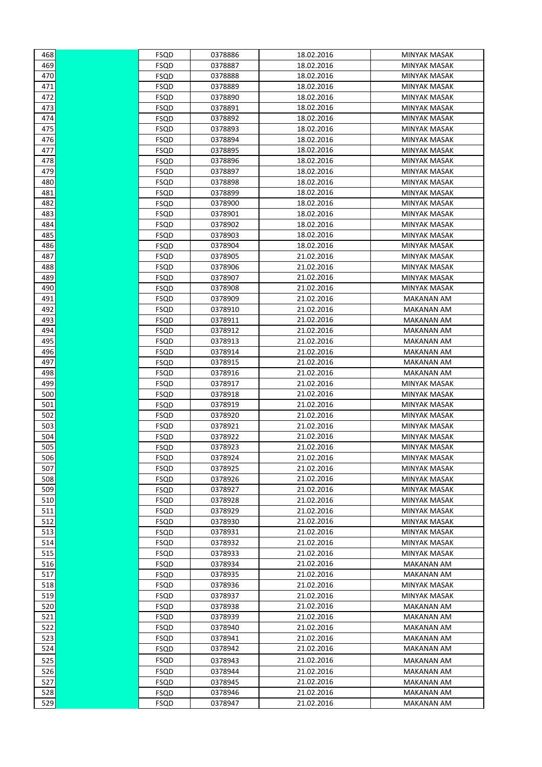| | | | | | |
|---|---|---|---|---|---|
| 468 | | FSQD | 0378886 | 18.02.2016 | MINYAK MASAK |
| 469 | | FSQD | 0378887 | 18.02.2016 | MINYAK MASAK |
| 470 | | FSQD | 0378888 | 18.02.2016 | MINYAK MASAK |
| 471 | | FSQD | 0378889 | 18.02.2016 | MINYAK MASAK |
| 472 | | FSQD | 0378890 | 18.02.2016 | MINYAK MASAK |
| 473 | | FSQD | 0378891 | 18.02.2016 | MINYAK MASAK |
| 474 | | FSQD | 0378892 | 18.02.2016 | MINYAK MASAK |
| 475 | | FSQD | 0378893 | 18.02.2016 | MINYAK MASAK |
| 476 | | FSQD | 0378894 | 18.02.2016 | MINYAK MASAK |
| 477 | | FSQD | 0378895 | 18.02.2016 | MINYAK MASAK |
| 478 | | FSQD | 0378896 | 18.02.2016 | MINYAK MASAK |
| 479 | | FSQD | 0378897 | 18.02.2016 | MINYAK MASAK |
| 480 | | FSQD | 0378898 | 18.02.2016 | MINYAK MASAK |
| 481 | | FSQD | 0378899 | 18.02.2016 | MINYAK MASAK |
| 482 | | FSQD | 0378900 | 18.02.2016 | MINYAK MASAK |
| 483 | | FSQD | 0378901 | 18.02.2016 | MINYAK MASAK |
| 484 | | FSQD | 0378902 | 18.02.2016 | MINYAK MASAK |
| 485 | | FSQD | 0378903 | 18.02.2016 | MINYAK MASAK |
| 486 | | FSQD | 0378904 | 18.02.2016 | MINYAK MASAK |
| 487 | | FSQD | 0378905 | 21.02.2016 | MINYAK MASAK |
| 488 | | FSQD | 0378906 | 21.02.2016 | MINYAK MASAK |
| 489 | | FSQD | 0378907 | 21.02.2016 | MINYAK MASAK |
| 490 | | FSQD | 0378908 | 21.02.2016 | MINYAK MASAK |
| 491 | | FSQD | 0378909 | 21.02.2016 | MAKANAN AM |
| 492 | | FSQD | 0378910 | 21.02.2016 | MAKANAN AM |
| 493 | | FSQD | 0378911 | 21.02.2016 | MAKANAN AM |
| 494 | | FSQD | 0378912 | 21.02.2016 | MAKANAN AM |
| 495 | | FSQD | 0378913 | 21.02.2016 | MAKANAN AM |
| 496 | | FSQD | 0378914 | 21.02.2016 | MAKANAN AM |
| 497 | | FSQD | 0378915 | 21.02.2016 | MAKANAN AM |
| 498 | | FSQD | 0378916 | 21.02.2016 | MAKANAN AM |
| 499 | | FSQD | 0378917 | 21.02.2016 | MINYAK MASAK |
| 500 | | FSQD | 0378918 | 21.02.2016 | MINYAK MASAK |
| 501 | | FSQD | 0378919 | 21.02.2016 | MINYAK MASAK |
| 502 | | FSQD | 0378920 | 21.02.2016 | MINYAK MASAK |
| 503 | | FSQD | 0378921 | 21.02.2016 | MINYAK MASAK |
| 504 | | FSQD | 0378922 | 21.02.2016 | MINYAK MASAK |
| 505 | | FSQD | 0378923 | 21.02.2016 | MINYAK MASAK |
| 506 | | FSQD | 0378924 | 21.02.2016 | MINYAK MASAK |
| 507 | | FSQD | 0378925 | 21.02.2016 | MINYAK MASAK |
| 508 | | FSQD | 0378926 | 21.02.2016 | MINYAK MASAK |
| 509 | | FSQD | 0378927 | 21.02.2016 | MINYAK MASAK |
| 510 | | FSQD | 0378928 | 21.02.2016 | MINYAK MASAK |
| 511 | | FSQD | 0378929 | 21.02.2016 | MINYAK MASAK |
| 512 | | FSQD | 0378930 | 21.02.2016 | MINYAK MASAK |
| 513 | | FSQD | 0378931 | 21.02.2016 | MINYAK MASAK |
| 514 | | FSQD | 0378932 | 21.02.2016 | MINYAK MASAK |
| 515 | | FSQD | 0378933 | 21.02.2016 | MINYAK MASAK |
| 516 | | FSQD | 0378934 | 21.02.2016 | MAKANAN AM |
| 517 | | FSQD | 0378935 | 21.02.2016 | MAKANAN AM |
| 518 | | FSQD | 0378936 | 21.02.2016 | MINYAK MASAK |
| 519 | | FSQD | 0378937 | 21.02.2016 | MINYAK MASAK |
| 520 | | FSQD | 0378938 | 21.02.2016 | MAKANAN AM |
| 521 | | FSQD | 0378939 | 21.02.2016 | MAKANAN AM |
| 522 | | FSQD | 0378940 | 21.02.2016 | MAKANAN AM |
| 523 | | FSQD | 0378941 | 21.02.2016 | MAKANAN AM |
| 524 | | FSQD | 0378942 | 21.02.2016 | MAKANAN AM |
| 525 | | FSQD | 0378943 | 21.02.2016 | MAKANAN AM |
| 526 | | FSQD | 0378944 | 21.02.2016 | MAKANAN AM |
| 527 | | FSQD | 0378945 | 21.02.2016 | MAKANAN AM |
| 528 | | FSQD | 0378946 | 21.02.2016 | MAKANAN AM |
| 529 | | FSQD | 0378947 | 21.02.2016 | MAKANAN AM |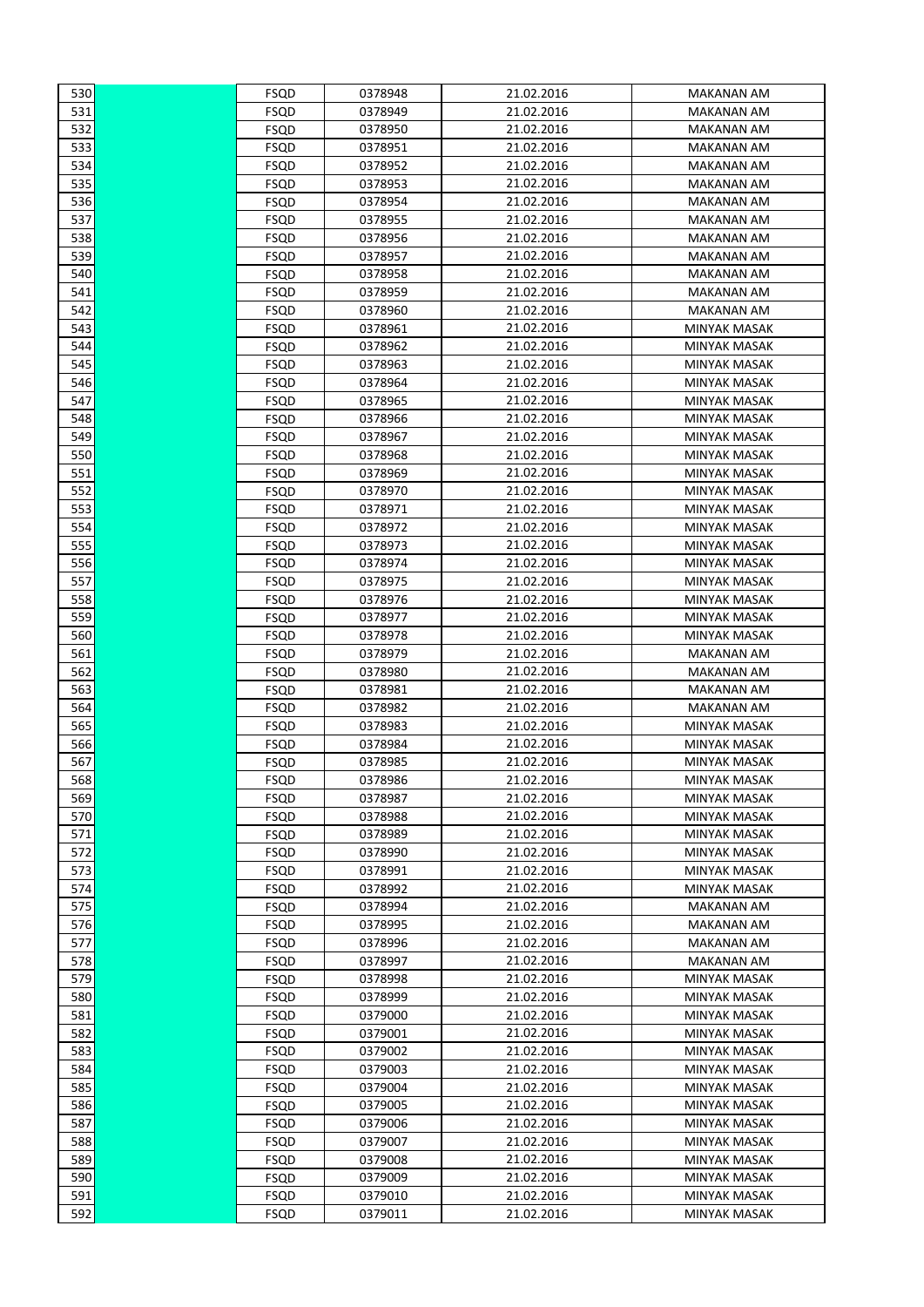| | | | | | |
|---|---|---|---|---|---|
| 530 | | FSQD | 0378948 | 21.02.2016 | MAKANAN AM |
| 531 | | FSQD | 0378949 | 21.02.2016 | MAKANAN AM |
| 532 | | FSQD | 0378950 | 21.02.2016 | MAKANAN AM |
| 533 | | FSQD | 0378951 | 21.02.2016 | MAKANAN AM |
| 534 | | FSQD | 0378952 | 21.02.2016 | MAKANAN AM |
| 535 | | FSQD | 0378953 | 21.02.2016 | MAKANAN AM |
| 536 | | FSQD | 0378954 | 21.02.2016 | MAKANAN AM |
| 537 | | FSQD | 0378955 | 21.02.2016 | MAKANAN AM |
| 538 | | FSQD | 0378956 | 21.02.2016 | MAKANAN AM |
| 539 | | FSQD | 0378957 | 21.02.2016 | MAKANAN AM |
| 540 | | FSQD | 0378958 | 21.02.2016 | MAKANAN AM |
| 541 | | FSQD | 0378959 | 21.02.2016 | MAKANAN AM |
| 542 | | FSQD | 0378960 | 21.02.2016 | MAKANAN AM |
| 543 | | FSQD | 0378961 | 21.02.2016 | MINYAK MASAK |
| 544 | | FSQD | 0378962 | 21.02.2016 | MINYAK MASAK |
| 545 | | FSQD | 0378963 | 21.02.2016 | MINYAK MASAK |
| 546 | | FSQD | 0378964 | 21.02.2016 | MINYAK MASAK |
| 547 | | FSQD | 0378965 | 21.02.2016 | MINYAK MASAK |
| 548 | | FSQD | 0378966 | 21.02.2016 | MINYAK MASAK |
| 549 | | FSQD | 0378967 | 21.02.2016 | MINYAK MASAK |
| 550 | | FSQD | 0378968 | 21.02.2016 | MINYAK MASAK |
| 551 | | FSQD | 0378969 | 21.02.2016 | MINYAK MASAK |
| 552 | | FSQD | 0378970 | 21.02.2016 | MINYAK MASAK |
| 553 | | FSQD | 0378971 | 21.02.2016 | MINYAK MASAK |
| 554 | | FSQD | 0378972 | 21.02.2016 | MINYAK MASAK |
| 555 | | FSQD | 0378973 | 21.02.2016 | MINYAK MASAK |
| 556 | | FSQD | 0378974 | 21.02.2016 | MINYAK MASAK |
| 557 | | FSQD | 0378975 | 21.02.2016 | MINYAK MASAK |
| 558 | | FSQD | 0378976 | 21.02.2016 | MINYAK MASAK |
| 559 | | FSQD | 0378977 | 21.02.2016 | MINYAK MASAK |
| 560 | | FSQD | 0378978 | 21.02.2016 | MINYAK MASAK |
| 561 | | FSQD | 0378979 | 21.02.2016 | MAKANAN AM |
| 562 | | FSQD | 0378980 | 21.02.2016 | MAKANAN AM |
| 563 | | FSQD | 0378981 | 21.02.2016 | MAKANAN AM |
| 564 | | FSQD | 0378982 | 21.02.2016 | MAKANAN AM |
| 565 | | FSQD | 0378983 | 21.02.2016 | MINYAK MASAK |
| 566 | | FSQD | 0378984 | 21.02.2016 | MINYAK MASAK |
| 567 | | FSQD | 0378985 | 21.02.2016 | MINYAK MASAK |
| 568 | | FSQD | 0378986 | 21.02.2016 | MINYAK MASAK |
| 569 | | FSQD | 0378987 | 21.02.2016 | MINYAK MASAK |
| 570 | | FSQD | 0378988 | 21.02.2016 | MINYAK MASAK |
| 571 | | FSQD | 0378989 | 21.02.2016 | MINYAK MASAK |
| 572 | | FSQD | 0378990 | 21.02.2016 | MINYAK MASAK |
| 573 | | FSQD | 0378991 | 21.02.2016 | MINYAK MASAK |
| 574 | | FSQD | 0378992 | 21.02.2016 | MINYAK MASAK |
| 575 | | FSQD | 0378994 | 21.02.2016 | MAKANAN AM |
| 576 | | FSQD | 0378995 | 21.02.2016 | MAKANAN AM |
| 577 | | FSQD | 0378996 | 21.02.2016 | MAKANAN AM |
| 578 | | FSQD | 0378997 | 21.02.2016 | MAKANAN AM |
| 579 | | FSQD | 0378998 | 21.02.2016 | MINYAK MASAK |
| 580 | | FSQD | 0378999 | 21.02.2016 | MINYAK MASAK |
| 581 | | FSQD | 0379000 | 21.02.2016 | MINYAK MASAK |
| 582 | | FSQD | 0379001 | 21.02.2016 | MINYAK MASAK |
| 583 | | FSQD | 0379002 | 21.02.2016 | MINYAK MASAK |
| 584 | | FSQD | 0379003 | 21.02.2016 | MINYAK MASAK |
| 585 | | FSQD | 0379004 | 21.02.2016 | MINYAK MASAK |
| 586 | | FSQD | 0379005 | 21.02.2016 | MINYAK MASAK |
| 587 | | FSQD | 0379006 | 21.02.2016 | MINYAK MASAK |
| 588 | | FSQD | 0379007 | 21.02.2016 | MINYAK MASAK |
| 589 | | FSQD | 0379008 | 21.02.2016 | MINYAK MASAK |
| 590 | | FSQD | 0379009 | 21.02.2016 | MINYAK MASAK |
| 591 | | FSQD | 0379010 | 21.02.2016 | MINYAK MASAK |
| 592 | | FSQD | 0379011 | 21.02.2016 | MINYAK MASAK |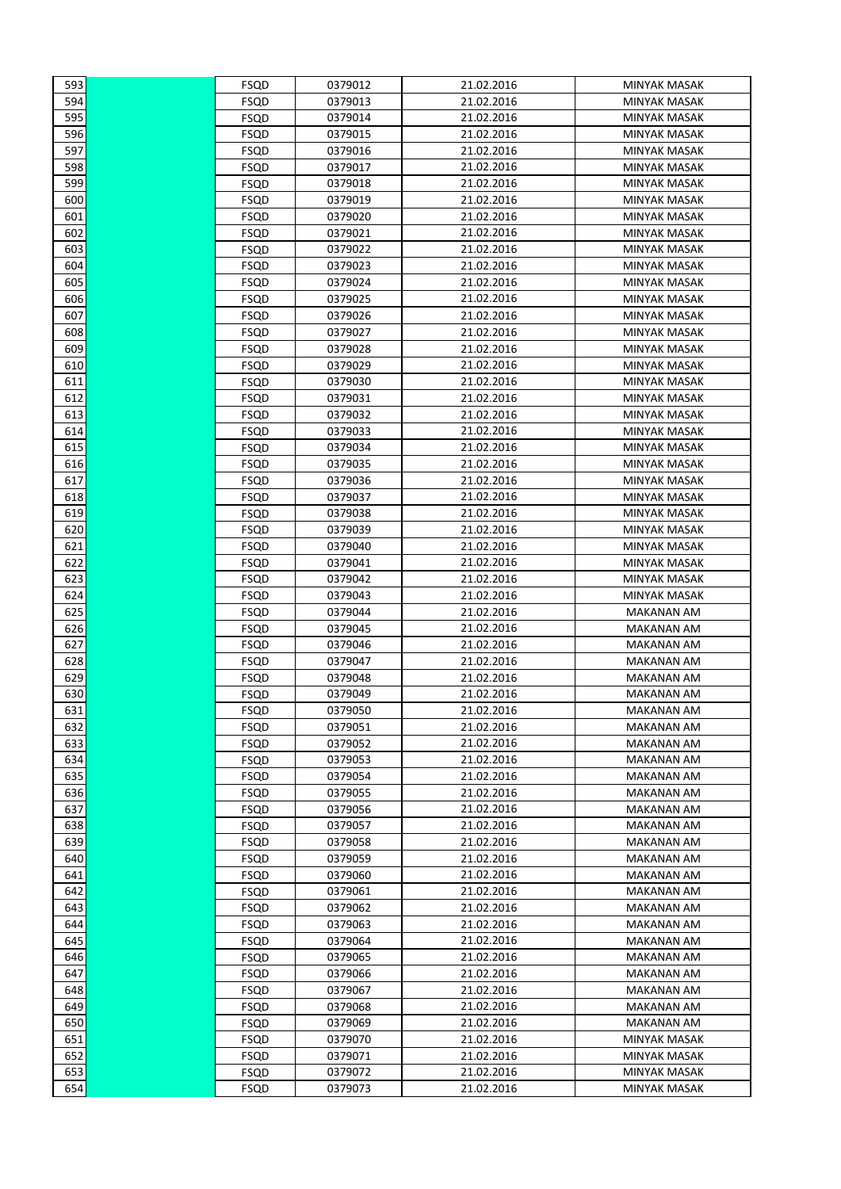| | | | | | |
|---|---|---|---|---|---|
| 593 | | FSQD | 0379012 | 21.02.2016 | MINYAK MASAK |
| 594 | | FSQD | 0379013 | 21.02.2016 | MINYAK MASAK |
| 595 | | FSQD | 0379014 | 21.02.2016 | MINYAK MASAK |
| 596 | | FSQD | 0379015 | 21.02.2016 | MINYAK MASAK |
| 597 | | FSQD | 0379016 | 21.02.2016 | MINYAK MASAK |
| 598 | | FSQD | 0379017 | 21.02.2016 | MINYAK MASAK |
| 599 | | FSQD | 0379018 | 21.02.2016 | MINYAK MASAK |
| 600 | | FSQD | 0379019 | 21.02.2016 | MINYAK MASAK |
| 601 | | FSQD | 0379020 | 21.02.2016 | MINYAK MASAK |
| 602 | | FSQD | 0379021 | 21.02.2016 | MINYAK MASAK |
| 603 | | FSQD | 0379022 | 21.02.2016 | MINYAK MASAK |
| 604 | | FSQD | 0379023 | 21.02.2016 | MINYAK MASAK |
| 605 | | FSQD | 0379024 | 21.02.2016 | MINYAK MASAK |
| 606 | | FSQD | 0379025 | 21.02.2016 | MINYAK MASAK |
| 607 | | FSQD | 0379026 | 21.02.2016 | MINYAK MASAK |
| 608 | | FSQD | 0379027 | 21.02.2016 | MINYAK MASAK |
| 609 | | FSQD | 0379028 | 21.02.2016 | MINYAK MASAK |
| 610 | | FSQD | 0379029 | 21.02.2016 | MINYAK MASAK |
| 611 | | FSQD | 0379030 | 21.02.2016 | MINYAK MASAK |
| 612 | | FSQD | 0379031 | 21.02.2016 | MINYAK MASAK |
| 613 | | FSQD | 0379032 | 21.02.2016 | MINYAK MASAK |
| 614 | | FSQD | 0379033 | 21.02.2016 | MINYAK MASAK |
| 615 | | FSQD | 0379034 | 21.02.2016 | MINYAK MASAK |
| 616 | | FSQD | 0379035 | 21.02.2016 | MINYAK MASAK |
| 617 | | FSQD | 0379036 | 21.02.2016 | MINYAK MASAK |
| 618 | | FSQD | 0379037 | 21.02.2016 | MINYAK MASAK |
| 619 | | FSQD | 0379038 | 21.02.2016 | MINYAK MASAK |
| 620 | | FSQD | 0379039 | 21.02.2016 | MINYAK MASAK |
| 621 | | FSQD | 0379040 | 21.02.2016 | MINYAK MASAK |
| 622 | | FSQD | 0379041 | 21.02.2016 | MINYAK MASAK |
| 623 | | FSQD | 0379042 | 21.02.2016 | MINYAK MASAK |
| 624 | | FSQD | 0379043 | 21.02.2016 | MINYAK MASAK |
| 625 | | FSQD | 0379044 | 21.02.2016 | MAKANAN AM |
| 626 | | FSQD | 0379045 | 21.02.2016 | MAKANAN AM |
| 627 | | FSQD | 0379046 | 21.02.2016 | MAKANAN AM |
| 628 | | FSQD | 0379047 | 21.02.2016 | MAKANAN AM |
| 629 | | FSQD | 0379048 | 21.02.2016 | MAKANAN AM |
| 630 | | FSQD | 0379049 | 21.02.2016 | MAKANAN AM |
| 631 | | FSQD | 0379050 | 21.02.2016 | MAKANAN AM |
| 632 | | FSQD | 0379051 | 21.02.2016 | MAKANAN AM |
| 633 | | FSQD | 0379052 | 21.02.2016 | MAKANAN AM |
| 634 | | FSQD | 0379053 | 21.02.2016 | MAKANAN AM |
| 635 | | FSQD | 0379054 | 21.02.2016 | MAKANAN AM |
| 636 | | FSQD | 0379055 | 21.02.2016 | MAKANAN AM |
| 637 | | FSQD | 0379056 | 21.02.2016 | MAKANAN AM |
| 638 | | FSQD | 0379057 | 21.02.2016 | MAKANAN AM |
| 639 | | FSQD | 0379058 | 21.02.2016 | MAKANAN AM |
| 640 | | FSQD | 0379059 | 21.02.2016 | MAKANAN AM |
| 641 | | FSQD | 0379060 | 21.02.2016 | MAKANAN AM |
| 642 | | FSQD | 0379061 | 21.02.2016 | MAKANAN AM |
| 643 | | FSQD | 0379062 | 21.02.2016 | MAKANAN AM |
| 644 | | FSQD | 0379063 | 21.02.2016 | MAKANAN AM |
| 645 | | FSQD | 0379064 | 21.02.2016 | MAKANAN AM |
| 646 | | FSQD | 0379065 | 21.02.2016 | MAKANAN AM |
| 647 | | FSQD | 0379066 | 21.02.2016 | MAKANAN AM |
| 648 | | FSQD | 0379067 | 21.02.2016 | MAKANAN AM |
| 649 | | FSQD | 0379068 | 21.02.2016 | MAKANAN AM |
| 650 | | FSQD | 0379069 | 21.02.2016 | MAKANAN AM |
| 651 | | FSQD | 0379070 | 21.02.2016 | MINYAK MASAK |
| 652 | | FSQD | 0379071 | 21.02.2016 | MINYAK MASAK |
| 653 | | FSQD | 0379072 | 21.02.2016 | MINYAK MASAK |
| 654 | | FSQD | 0379073 | 21.02.2016 | MINYAK MASAK |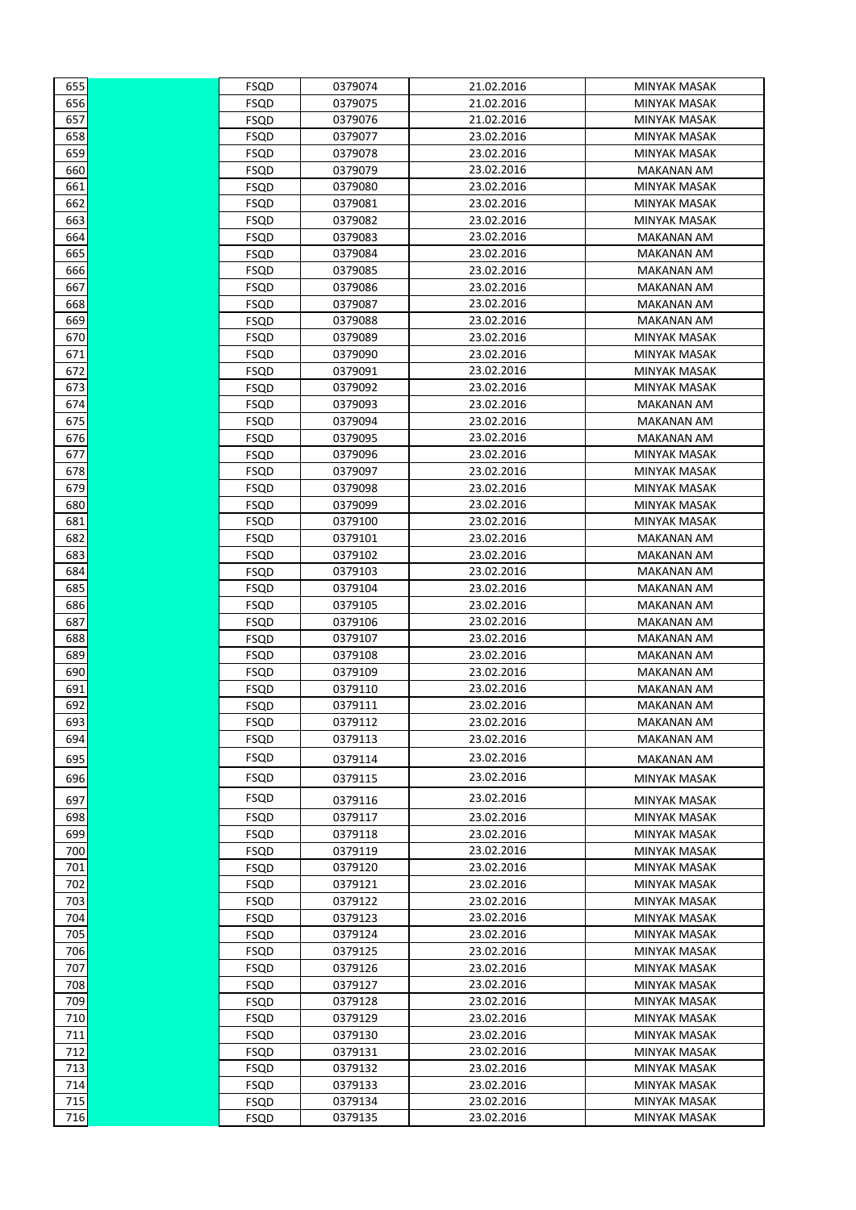| | | | | | |
|---|---|---|---|---|---|
| 655 | | FSQD | 0379074 | 21.02.2016 | MINYAK MASAK |
| 656 | | FSQD | 0379075 | 21.02.2016 | MINYAK MASAK |
| 657 | | FSQD | 0379076 | 21.02.2016 | MINYAK MASAK |
| 658 | | FSQD | 0379077 | 23.02.2016 | MINYAK MASAK |
| 659 | | FSQD | 0379078 | 23.02.2016 | MINYAK MASAK |
| 660 | | FSQD | 0379079 | 23.02.2016 | MAKANAN AM |
| 661 | | FSQD | 0379080 | 23.02.2016 | MINYAK MASAK |
| 662 | | FSQD | 0379081 | 23.02.2016 | MINYAK MASAK |
| 663 | | FSQD | 0379082 | 23.02.2016 | MINYAK MASAK |
| 664 | | FSQD | 0379083 | 23.02.2016 | MAKANAN AM |
| 665 | | FSQD | 0379084 | 23.02.2016 | MAKANAN AM |
| 666 | | FSQD | 0379085 | 23.02.2016 | MAKANAN AM |
| 667 | | FSQD | 0379086 | 23.02.2016 | MAKANAN AM |
| 668 | | FSQD | 0379087 | 23.02.2016 | MAKANAN AM |
| 669 | | FSQD | 0379088 | 23.02.2016 | MAKANAN AM |
| 670 | | FSQD | 0379089 | 23.02.2016 | MINYAK MASAK |
| 671 | | FSQD | 0379090 | 23.02.2016 | MINYAK MASAK |
| 672 | | FSQD | 0379091 | 23.02.2016 | MINYAK MASAK |
| 673 | | FSQD | 0379092 | 23.02.2016 | MINYAK MASAK |
| 674 | | FSQD | 0379093 | 23.02.2016 | MAKANAN AM |
| 675 | | FSQD | 0379094 | 23.02.2016 | MAKANAN AM |
| 676 | | FSQD | 0379095 | 23.02.2016 | MAKANAN AM |
| 677 | | FSQD | 0379096 | 23.02.2016 | MINYAK MASAK |
| 678 | | FSQD | 0379097 | 23.02.2016 | MINYAK MASAK |
| 679 | | FSQD | 0379098 | 23.02.2016 | MINYAK MASAK |
| 680 | | FSQD | 0379099 | 23.02.2016 | MINYAK MASAK |
| 681 | | FSQD | 0379100 | 23.02.2016 | MINYAK MASAK |
| 682 | | FSQD | 0379101 | 23.02.2016 | MAKANAN AM |
| 683 | | FSQD | 0379102 | 23.02.2016 | MAKANAN AM |
| 684 | | FSQD | 0379103 | 23.02.2016 | MAKANAN AM |
| 685 | | FSQD | 0379104 | 23.02.2016 | MAKANAN AM |
| 686 | | FSQD | 0379105 | 23.02.2016 | MAKANAN AM |
| 687 | | FSQD | 0379106 | 23.02.2016 | MAKANAN AM |
| 688 | | FSQD | 0379107 | 23.02.2016 | MAKANAN AM |
| 689 | | FSQD | 0379108 | 23.02.2016 | MAKANAN AM |
| 690 | | FSQD | 0379109 | 23.02.2016 | MAKANAN AM |
| 691 | | FSQD | 0379110 | 23.02.2016 | MAKANAN AM |
| 692 | | FSQD | 0379111 | 23.02.2016 | MAKANAN AM |
| 693 | | FSQD | 0379112 | 23.02.2016 | MAKANAN AM |
| 694 | | FSQD | 0379113 | 23.02.2016 | MAKANAN AM |
| 695 | | FSQD | 0379114 | 23.02.2016 | MAKANAN AM |
| 696 | | FSQD | 0379115 | 23.02.2016 | MINYAK MASAK |
| 697 | | FSQD | 0379116 | 23.02.2016 | MINYAK MASAK |
| 698 | | FSQD | 0379117 | 23.02.2016 | MINYAK MASAK |
| 699 | | FSQD | 0379118 | 23.02.2016 | MINYAK MASAK |
| 700 | | FSQD | 0379119 | 23.02.2016 | MINYAK MASAK |
| 701 | | FSQD | 0379120 | 23.02.2016 | MINYAK MASAK |
| 702 | | FSQD | 0379121 | 23.02.2016 | MINYAK MASAK |
| 703 | | FSQD | 0379122 | 23.02.2016 | MINYAK MASAK |
| 704 | | FSQD | 0379123 | 23.02.2016 | MINYAK MASAK |
| 705 | | FSQD | 0379124 | 23.02.2016 | MINYAK MASAK |
| 706 | | FSQD | 0379125 | 23.02.2016 | MINYAK MASAK |
| 707 | | FSQD | 0379126 | 23.02.2016 | MINYAK MASAK |
| 708 | | FSQD | 0379127 | 23.02.2016 | MINYAK MASAK |
| 709 | | FSQD | 0379128 | 23.02.2016 | MINYAK MASAK |
| 710 | | FSQD | 0379129 | 23.02.2016 | MINYAK MASAK |
| 711 | | FSQD | 0379130 | 23.02.2016 | MINYAK MASAK |
| 712 | | FSQD | 0379131 | 23.02.2016 | MINYAK MASAK |
| 713 | | FSQD | 0379132 | 23.02.2016 | MINYAK MASAK |
| 714 | | FSQD | 0379133 | 23.02.2016 | MINYAK MASAK |
| 715 | | FSQD | 0379134 | 23.02.2016 | MINYAK MASAK |
| 716 | | FSQD | 0379135 | 23.02.2016 | MINYAK MASAK |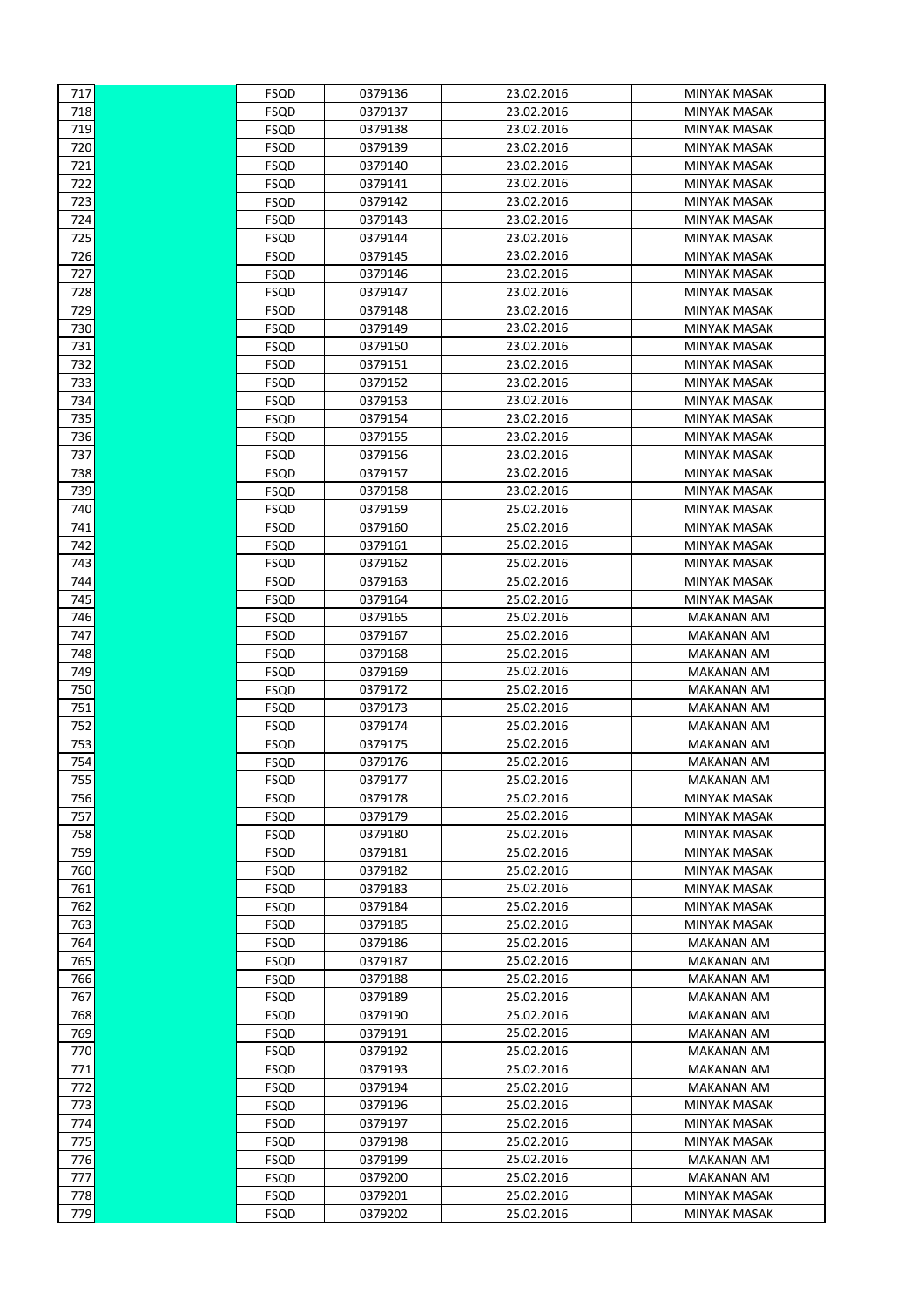| | | | | | |
|---|---|---|---|---|---|
| 717 | | FSQD | 0379136 | 23.02.2016 | MINYAK MASAK |
| 718 | | FSQD | 0379137 | 23.02.2016 | MINYAK MASAK |
| 719 | | FSQD | 0379138 | 23.02.2016 | MINYAK MASAK |
| 720 | | FSQD | 0379139 | 23.02.2016 | MINYAK MASAK |
| 721 | | FSQD | 0379140 | 23.02.2016 | MINYAK MASAK |
| 722 | | FSQD | 0379141 | 23.02.2016 | MINYAK MASAK |
| 723 | | FSQD | 0379142 | 23.02.2016 | MINYAK MASAK |
| 724 | | FSQD | 0379143 | 23.02.2016 | MINYAK MASAK |
| 725 | | FSQD | 0379144 | 23.02.2016 | MINYAK MASAK |
| 726 | | FSQD | 0379145 | 23.02.2016 | MINYAK MASAK |
| 727 | | FSQD | 0379146 | 23.02.2016 | MINYAK MASAK |
| 728 | | FSQD | 0379147 | 23.02.2016 | MINYAK MASAK |
| 729 | | FSQD | 0379148 | 23.02.2016 | MINYAK MASAK |
| 730 | | FSQD | 0379149 | 23.02.2016 | MINYAK MASAK |
| 731 | | FSQD | 0379150 | 23.02.2016 | MINYAK MASAK |
| 732 | | FSQD | 0379151 | 23.02.2016 | MINYAK MASAK |
| 733 | | FSQD | 0379152 | 23.02.2016 | MINYAK MASAK |
| 734 | | FSQD | 0379153 | 23.02.2016 | MINYAK MASAK |
| 735 | | FSQD | 0379154 | 23.02.2016 | MINYAK MASAK |
| 736 | | FSQD | 0379155 | 23.02.2016 | MINYAK MASAK |
| 737 | | FSQD | 0379156 | 23.02.2016 | MINYAK MASAK |
| 738 | | FSQD | 0379157 | 23.02.2016 | MINYAK MASAK |
| 739 | | FSQD | 0379158 | 23.02.2016 | MINYAK MASAK |
| 740 | | FSQD | 0379159 | 25.02.2016 | MINYAK MASAK |
| 741 | | FSQD | 0379160 | 25.02.2016 | MINYAK MASAK |
| 742 | | FSQD | 0379161 | 25.02.2016 | MINYAK MASAK |
| 743 | | FSQD | 0379162 | 25.02.2016 | MINYAK MASAK |
| 744 | | FSQD | 0379163 | 25.02.2016 | MINYAK MASAK |
| 745 | | FSQD | 0379164 | 25.02.2016 | MINYAK MASAK |
| 746 | | FSQD | 0379165 | 25.02.2016 | MAKANAN AM |
| 747 | | FSQD | 0379167 | 25.02.2016 | MAKANAN AM |
| 748 | | FSQD | 0379168 | 25.02.2016 | MAKANAN AM |
| 749 | | FSQD | 0379169 | 25.02.2016 | MAKANAN AM |
| 750 | | FSQD | 0379172 | 25.02.2016 | MAKANAN AM |
| 751 | | FSQD | 0379173 | 25.02.2016 | MAKANAN AM |
| 752 | | FSQD | 0379174 | 25.02.2016 | MAKANAN AM |
| 753 | | FSQD | 0379175 | 25.02.2016 | MAKANAN AM |
| 754 | | FSQD | 0379176 | 25.02.2016 | MAKANAN AM |
| 755 | | FSQD | 0379177 | 25.02.2016 | MAKANAN AM |
| 756 | | FSQD | 0379178 | 25.02.2016 | MINYAK MASAK |
| 757 | | FSQD | 0379179 | 25.02.2016 | MINYAK MASAK |
| 758 | | FSQD | 0379180 | 25.02.2016 | MINYAK MASAK |
| 759 | | FSQD | 0379181 | 25.02.2016 | MINYAK MASAK |
| 760 | | FSQD | 0379182 | 25.02.2016 | MINYAK MASAK |
| 761 | | FSQD | 0379183 | 25.02.2016 | MINYAK MASAK |
| 762 | | FSQD | 0379184 | 25.02.2016 | MINYAK MASAK |
| 763 | | FSQD | 0379185 | 25.02.2016 | MINYAK MASAK |
| 764 | | FSQD | 0379186 | 25.02.2016 | MAKANAN AM |
| 765 | | FSQD | 0379187 | 25.02.2016 | MAKANAN AM |
| 766 | | FSQD | 0379188 | 25.02.2016 | MAKANAN AM |
| 767 | | FSQD | 0379189 | 25.02.2016 | MAKANAN AM |
| 768 | | FSQD | 0379190 | 25.02.2016 | MAKANAN AM |
| 769 | | FSQD | 0379191 | 25.02.2016 | MAKANAN AM |
| 770 | | FSQD | 0379192 | 25.02.2016 | MAKANAN AM |
| 771 | | FSQD | 0379193 | 25.02.2016 | MAKANAN AM |
| 772 | | FSQD | 0379194 | 25.02.2016 | MAKANAN AM |
| 773 | | FSQD | 0379196 | 25.02.2016 | MINYAK MASAK |
| 774 | | FSQD | 0379197 | 25.02.2016 | MINYAK MASAK |
| 775 | | FSQD | 0379198 | 25.02.2016 | MINYAK MASAK |
| 776 | | FSQD | 0379199 | 25.02.2016 | MAKANAN AM |
| 777 | | FSQD | 0379200 | 25.02.2016 | MAKANAN AM |
| 778 | | FSQD | 0379201 | 25.02.2016 | MINYAK MASAK |
| 779 | | FSQD | 0379202 | 25.02.2016 | MINYAK MASAK |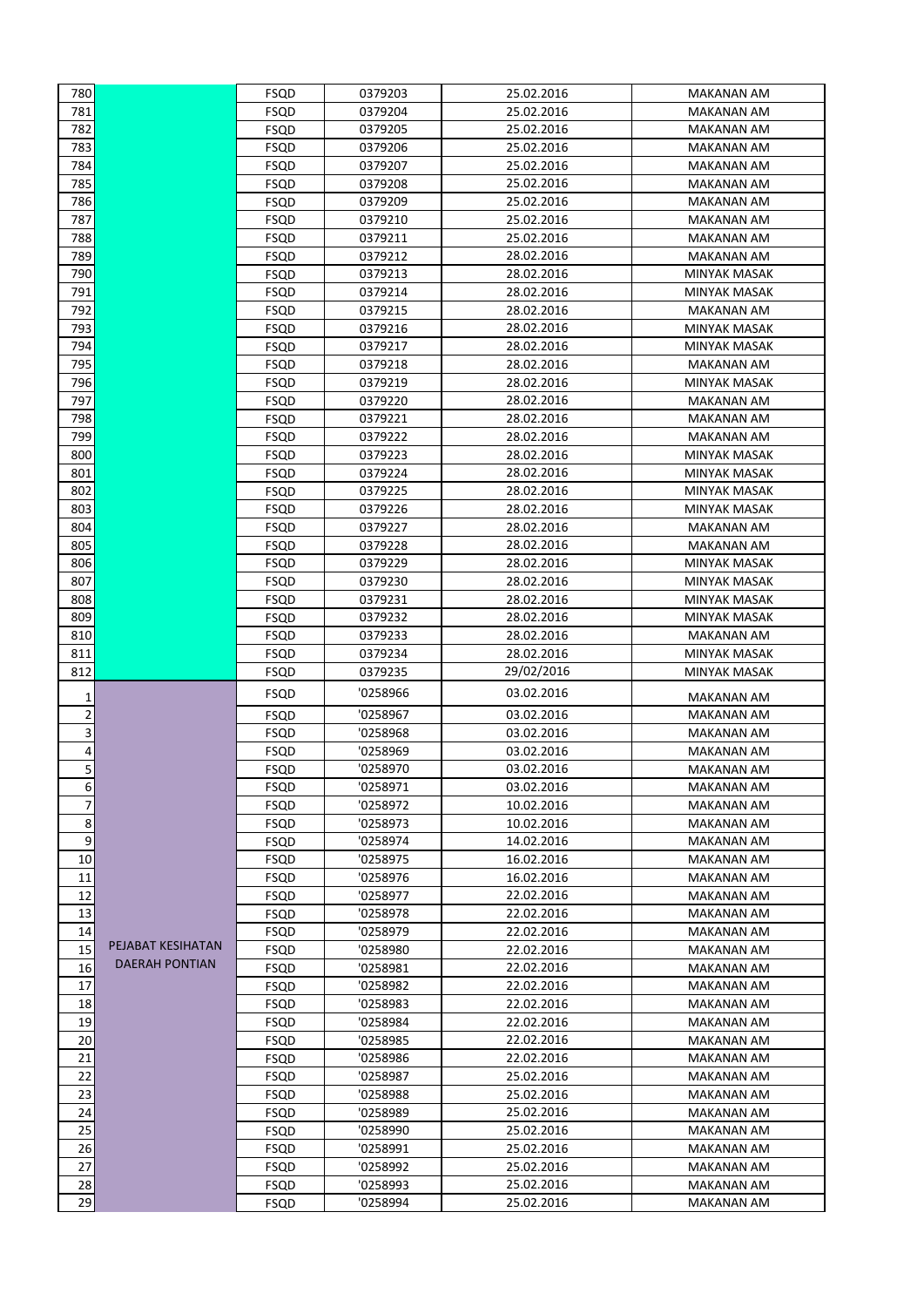| | | | | | |
|---|---|---|---|---|---|
| 780 | | FSQD | 0379203 | 25.02.2016 | MAKANAN AM |
| 781 | | FSQD | 0379204 | 25.02.2016 | MAKANAN AM |
| 782 | | FSQD | 0379205 | 25.02.2016 | MAKANAN AM |
| 783 | | FSQD | 0379206 | 25.02.2016 | MAKANAN AM |
| 784 | | FSQD | 0379207 | 25.02.2016 | MAKANAN AM |
| 785 | | FSQD | 0379208 | 25.02.2016 | MAKANAN AM |
| 786 | | FSQD | 0379209 | 25.02.2016 | MAKANAN AM |
| 787 | | FSQD | 0379210 | 25.02.2016 | MAKANAN AM |
| 788 | | FSQD | 0379211 | 25.02.2016 | MAKANAN AM |
| 789 | | FSQD | 0379212 | 28.02.2016 | MAKANAN AM |
| 790 | | FSQD | 0379213 | 28.02.2016 | MINYAK MASAK |
| 791 | | FSQD | 0379214 | 28.02.2016 | MINYAK MASAK |
| 792 | | FSQD | 0379215 | 28.02.2016 | MAKANAN AM |
| 793 | | FSQD | 0379216 | 28.02.2016 | MINYAK MASAK |
| 794 | | FSQD | 0379217 | 28.02.2016 | MINYAK MASAK |
| 795 | | FSQD | 0379218 | 28.02.2016 | MAKANAN AM |
| 796 | | FSQD | 0379219 | 28.02.2016 | MINYAK MASAK |
| 797 | | FSQD | 0379220 | 28.02.2016 | MAKANAN AM |
| 798 | | FSQD | 0379221 | 28.02.2016 | MAKANAN AM |
| 799 | | FSQD | 0379222 | 28.02.2016 | MAKANAN AM |
| 800 | | FSQD | 0379223 | 28.02.2016 | MINYAK MASAK |
| 801 | | FSQD | 0379224 | 28.02.2016 | MINYAK MASAK |
| 802 | | FSQD | 0379225 | 28.02.2016 | MINYAK MASAK |
| 803 | | FSQD | 0379226 | 28.02.2016 | MINYAK MASAK |
| 804 | | FSQD | 0379227 | 28.02.2016 | MAKANAN AM |
| 805 | | FSQD | 0379228 | 28.02.2016 | MAKANAN AM |
| 806 | | FSQD | 0379229 | 28.02.2016 | MINYAK MASAK |
| 807 | | FSQD | 0379230 | 28.02.2016 | MINYAK MASAK |
| 808 | | FSQD | 0379231 | 28.02.2016 | MINYAK MASAK |
| 809 | | FSQD | 0379232 | 28.02.2016 | MINYAK MASAK |
| 810 | | FSQD | 0379233 | 28.02.2016 | MAKANAN AM |
| 811 | | FSQD | 0379234 | 28.02.2016 | MINYAK MASAK |
| 812 | | FSQD | 0379235 | 29/02/2016 | MINYAK MASAK |
| 1 | PEJABAT KESIHATAN DAERAH PONTIAN | FSQD | '0258966 | 03.02.2016 | MAKANAN AM |
| 2 | | FSQD | '0258967 | 03.02.2016 | MAKANAN AM |
| 3 | | FSQD | '0258968 | 03.02.2016 | MAKANAN AM |
| 4 | | FSQD | '0258969 | 03.02.2016 | MAKANAN AM |
| 5 | | FSQD | '0258970 | 03.02.2016 | MAKANAN AM |
| 6 | | FSQD | '0258971 | 03.02.2016 | MAKANAN AM |
| 7 | | FSQD | '0258972 | 10.02.2016 | MAKANAN AM |
| 8 | | FSQD | '0258973 | 10.02.2016 | MAKANAN AM |
| 9 | | FSQD | '0258974 | 14.02.2016 | MAKANAN AM |
| 10 | | FSQD | '0258975 | 16.02.2016 | MAKANAN AM |
| 11 | | FSQD | '0258976 | 16.02.2016 | MAKANAN AM |
| 12 | | FSQD | '0258977 | 22.02.2016 | MAKANAN AM |
| 13 | | FSQD | '0258978 | 22.02.2016 | MAKANAN AM |
| 14 | | FSQD | '0258979 | 22.02.2016 | MAKANAN AM |
| 15 | | FSQD | '0258980 | 22.02.2016 | MAKANAN AM |
| 16 | | FSQD | '0258981 | 22.02.2016 | MAKANAN AM |
| 17 | | FSQD | '0258982 | 22.02.2016 | MAKANAN AM |
| 18 | | FSQD | '0258983 | 22.02.2016 | MAKANAN AM |
| 19 | | FSQD | '0258984 | 22.02.2016 | MAKANAN AM |
| 20 | | FSQD | '0258985 | 22.02.2016 | MAKANAN AM |
| 21 | | FSQD | '0258986 | 22.02.2016 | MAKANAN AM |
| 22 | | FSQD | '0258987 | 25.02.2016 | MAKANAN AM |
| 23 | | FSQD | '0258988 | 25.02.2016 | MAKANAN AM |
| 24 | | FSQD | '0258989 | 25.02.2016 | MAKANAN AM |
| 25 | | FSQD | '0258990 | 25.02.2016 | MAKANAN AM |
| 26 | | FSQD | '0258991 | 25.02.2016 | MAKANAN AM |
| 27 | | FSQD | '0258992 | 25.02.2016 | MAKANAN AM |
| 28 | | FSQD | '0258993 | 25.02.2016 | MAKANAN AM |
| 29 | | FSQD | '0258994 | 25.02.2016 | MAKANAN AM |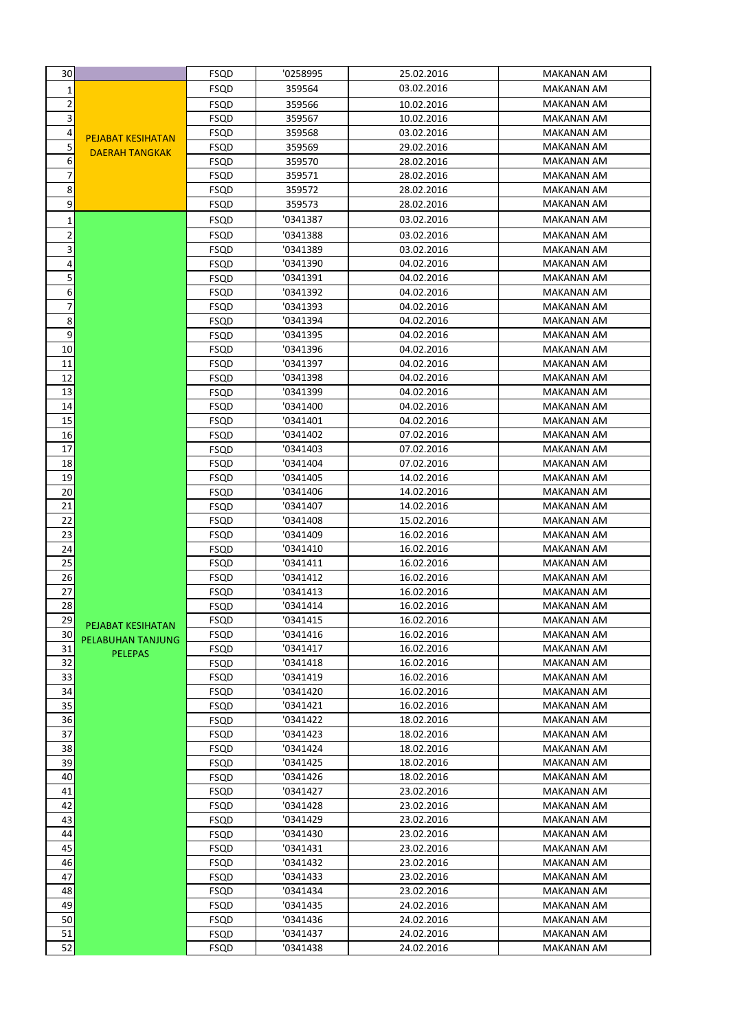| | | | | | |
|---|---|---|---|---|---|
| 30 | | FSQD | '0258995 | 25.02.2016 | MAKANAN AM |
| 1 | PEJABAT KESIHATAN DAERAH TANGKAK | FSQD | 359564 | 03.02.2016 | MAKANAN AM |
| 2 | | FSQD | 359566 | 10.02.2016 | MAKANAN AM |
| 3 | | FSQD | 359567 | 10.02.2016 | MAKANAN AM |
| 4 | | FSQD | 359568 | 03.02.2016 | MAKANAN AM |
| 5 | | FSQD | 359569 | 29.02.2016 | MAKANAN AM |
| 6 | | FSQD | 359570 | 28.02.2016 | MAKANAN AM |
| 7 | | FSQD | 359571 | 28.02.2016 | MAKANAN AM |
| 8 | | FSQD | 359572 | 28.02.2016 | MAKANAN AM |
| 9 | | FSQD | 359573 | 28.02.2016 | MAKANAN AM |
| 1 | PEJABAT KESIHATAN PELABUHAN TANJUNG PELEPAS | FSQD | '0341387 | 03.02.2016 | MAKANAN AM |
| 2 | | FSQD | '0341388 | 03.02.2016 | MAKANAN AM |
| 3 | | FSQD | '0341389 | 03.02.2016 | MAKANAN AM |
| 4 | | FSQD | '0341390 | 04.02.2016 | MAKANAN AM |
| 5 | | FSQD | '0341391 | 04.02.2016 | MAKANAN AM |
| 6 | | FSQD | '0341392 | 04.02.2016 | MAKANAN AM |
| 7 | | FSQD | '0341393 | 04.02.2016 | MAKANAN AM |
| 8 | | FSQD | '0341394 | 04.02.2016 | MAKANAN AM |
| 9 | | FSQD | '0341395 | 04.02.2016 | MAKANAN AM |
| 10 | | FSQD | '0341396 | 04.02.2016 | MAKANAN AM |
| 11 | | FSQD | '0341397 | 04.02.2016 | MAKANAN AM |
| 12 | | FSQD | '0341398 | 04.02.2016 | MAKANAN AM |
| 13 | | FSQD | '0341399 | 04.02.2016 | MAKANAN AM |
| 14 | | FSQD | '0341400 | 04.02.2016 | MAKANAN AM |
| 15 | | FSQD | '0341401 | 04.02.2016 | MAKANAN AM |
| 16 | | FSQD | '0341402 | 07.02.2016 | MAKANAN AM |
| 17 | | FSQD | '0341403 | 07.02.2016 | MAKANAN AM |
| 18 | | FSQD | '0341404 | 07.02.2016 | MAKANAN AM |
| 19 | | FSQD | '0341405 | 14.02.2016 | MAKANAN AM |
| 20 | | FSQD | '0341406 | 14.02.2016 | MAKANAN AM |
| 21 | | FSQD | '0341407 | 14.02.2016 | MAKANAN AM |
| 22 | | FSQD | '0341408 | 15.02.2016 | MAKANAN AM |
| 23 | | FSQD | '0341409 | 16.02.2016 | MAKANAN AM |
| 24 | | FSQD | '0341410 | 16.02.2016 | MAKANAN AM |
| 25 | | FSQD | '0341411 | 16.02.2016 | MAKANAN AM |
| 26 | | FSQD | '0341412 | 16.02.2016 | MAKANAN AM |
| 27 | | FSQD | '0341413 | 16.02.2016 | MAKANAN AM |
| 28 | | FSQD | '0341414 | 16.02.2016 | MAKANAN AM |
| 29 | | FSQD | '0341415 | 16.02.2016 | MAKANAN AM |
| 30 | | FSQD | '0341416 | 16.02.2016 | MAKANAN AM |
| 31 | | FSQD | '0341417 | 16.02.2016 | MAKANAN AM |
| 32 | | FSQD | '0341418 | 16.02.2016 | MAKANAN AM |
| 33 | | FSQD | '0341419 | 16.02.2016 | MAKANAN AM |
| 34 | | FSQD | '0341420 | 16.02.2016 | MAKANAN AM |
| 35 | | FSQD | '0341421 | 16.02.2016 | MAKANAN AM |
| 36 | | FSQD | '0341422 | 18.02.2016 | MAKANAN AM |
| 37 | | FSQD | '0341423 | 18.02.2016 | MAKANAN AM |
| 38 | | FSQD | '0341424 | 18.02.2016 | MAKANAN AM |
| 39 | | FSQD | '0341425 | 18.02.2016 | MAKANAN AM |
| 40 | | FSQD | '0341426 | 18.02.2016 | MAKANAN AM |
| 41 | | FSQD | '0341427 | 23.02.2016 | MAKANAN AM |
| 42 | | FSQD | '0341428 | 23.02.2016 | MAKANAN AM |
| 43 | | FSQD | '0341429 | 23.02.2016 | MAKANAN AM |
| 44 | | FSQD | '0341430 | 23.02.2016 | MAKANAN AM |
| 45 | | FSQD | '0341431 | 23.02.2016 | MAKANAN AM |
| 46 | | FSQD | '0341432 | 23.02.2016 | MAKANAN AM |
| 47 | | FSQD | '0341433 | 23.02.2016 | MAKANAN AM |
| 48 | | FSQD | '0341434 | 23.02.2016 | MAKANAN AM |
| 49 | | FSQD | '0341435 | 24.02.2016 | MAKANAN AM |
| 50 | | FSQD | '0341436 | 24.02.2016 | MAKANAN AM |
| 51 | | FSQD | '0341437 | 24.02.2016 | MAKANAN AM |
| 52 | | FSQD | '0341438 | 24.02.2016 | MAKANAN AM |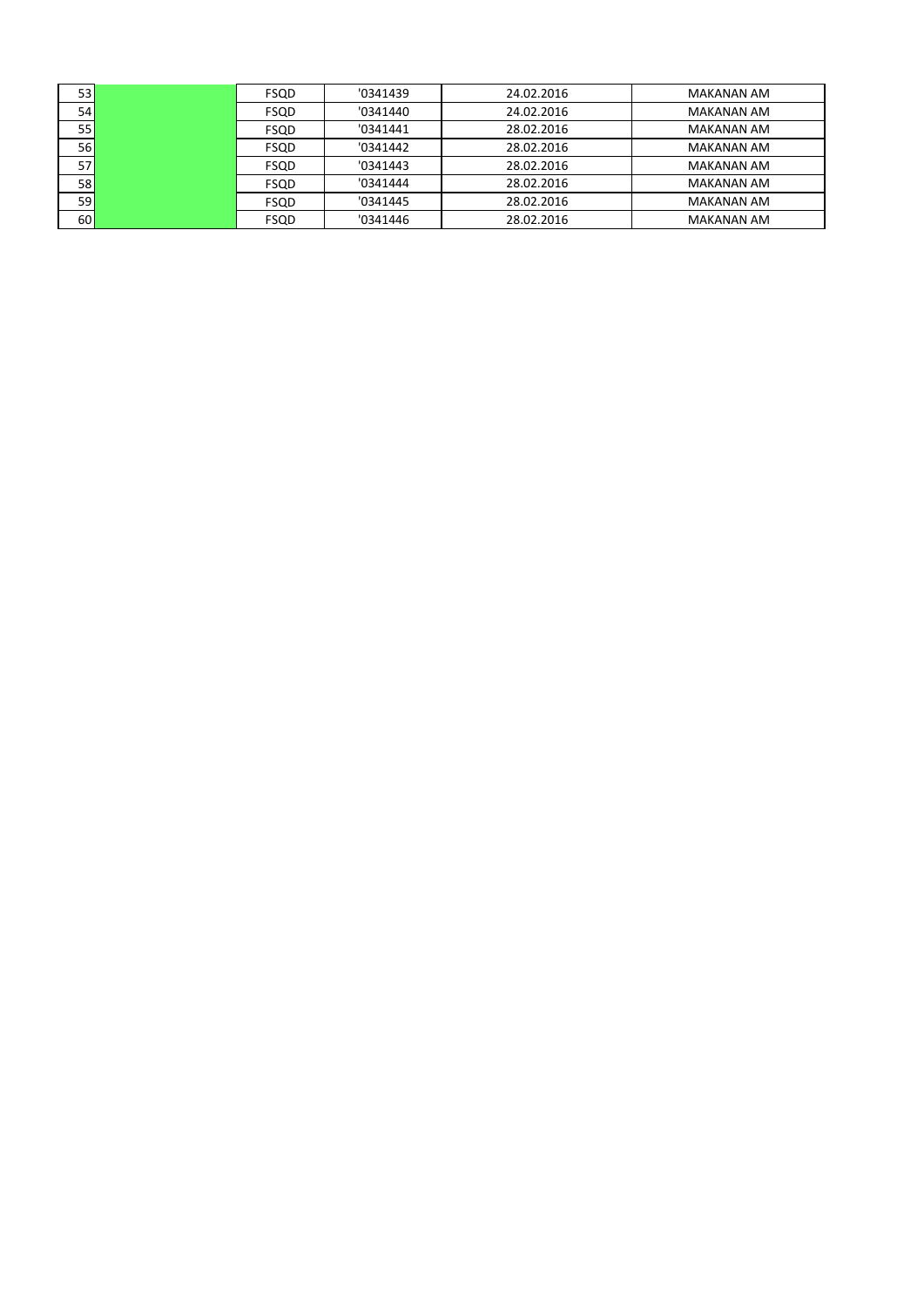| | | | | | |
|---|---|---|---|---|---|
| 53 | | FSQD | '0341439 | 24.02.2016 | MAKANAN AM |
| 54 | | FSQD | '0341440 | 24.02.2016 | MAKANAN AM |
| 55 | | FSQD | '0341441 | 28.02.2016 | MAKANAN AM |
| 56 | | FSQD | '0341442 | 28.02.2016 | MAKANAN AM |
| 57 | | FSQD | '0341443 | 28.02.2016 | MAKANAN AM |
| 58 | | FSQD | '0341444 | 28.02.2016 | MAKANAN AM |
| 59 | | FSQD | '0341445 | 28.02.2016 | MAKANAN AM |
| 60 | | FSQD | '0341446 | 28.02.2016 | MAKANAN AM |